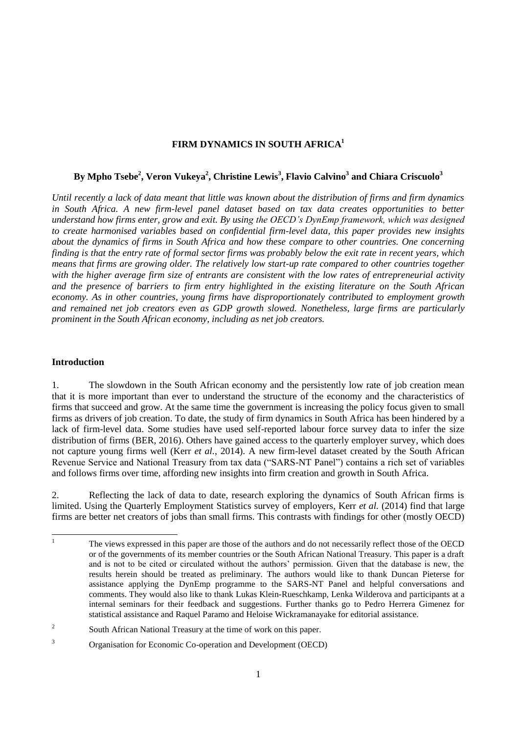# FIRM DYNAMICS IN SOUTH AFRICA[1]

**By Mpho Tsebe[2], Veron Vukeya[2], Christine Lewis[3], Flavio Calvino[3] and Chiara Criscuolo[3]**

*Until recently a lack of data meant that little was known about the distribution of firms and firm dynamics in South Africa. A new firm-level panel dataset based on tax data creates opportunities to better understand how firms enter, grow and exit. By using the OECD's DynEmp framework, which was designed to create harmonised variables based on confidential firm-level data, this paper provides new insights about the dynamics of firms in South Africa and how these compare to other countries. One concerning finding is that the entry rate of formal sector firms was probably below the exit rate in recent years, which means that firms are growing older. The relatively low start-up rate compared to other countries together with the higher average firm size of entrants are consistent with the low rates of entrepreneurial activity and the presence of barriers to firm entry highlighted in the existing literature on the South African economy. As in other countries, young firms have disproportionately contributed to employment growth and remained net job creators even as GDP growth slowed. Nonetheless, large firms are particularly prominent in the South African economy, including as net job creators.*

## Introduction

1. The slowdown in the South African economy and the persistently low rate of job creation mean that it is more important than ever to understand the structure of the economy and the characteristics of firms that succeed and grow. At the same time the government is increasing the policy focus given to small firms as drivers of job creation. To date, the study of firm dynamics in South Africa has been hindered by a lack of firm-level data. Some studies have used self-reported labour force survey data to infer the size distribution of firms (BER, 2016). Others have gained access to the quarterly employer survey, which does not capture young firms well (Kerr *et al.*, 2014). A new firm-level dataset created by the South African Revenue Service and National Treasury from tax data ("SARS-NT Panel") contains a rich set of variables and follows firms over time, affording new insights into firm creation and growth in South Africa.

2. Reflecting the lack of data to date, research exploring the dynamics of South African firms is limited. Using the Quarterly Employment Statistics survey of employers, Kerr *et al.* (2014) find that large firms are better net creators of jobs than small firms. This contrasts with findings for other (mostly OECD)

---

[1] The views expressed in this paper are those of the authors and do not necessarily reflect those of the OECD or of the governments of its member countries or the South African National Treasury. This paper is a draft and is not to be cited or circulated without the authors' permission. Given that the database is new, the results herein should be treated as preliminary. The authors would like to thank Duncan Pieterse for assistance applying the DynEmp programme to the SARS-NT Panel and helpful conversations and comments. They would also like to thank Lukas Klein-Rueschkamp, Lenka Wilderova and participants at a internal seminars for their feedback and suggestions. Further thanks go to Pedro Herrera Gimenez for statistical assistance and Raquel Paramo and Heloise Wickramanayake for editorial assistance.

[2] South African National Treasury at the time of work on this paper.

[3] Organisation for Economic Co-operation and Development (OECD)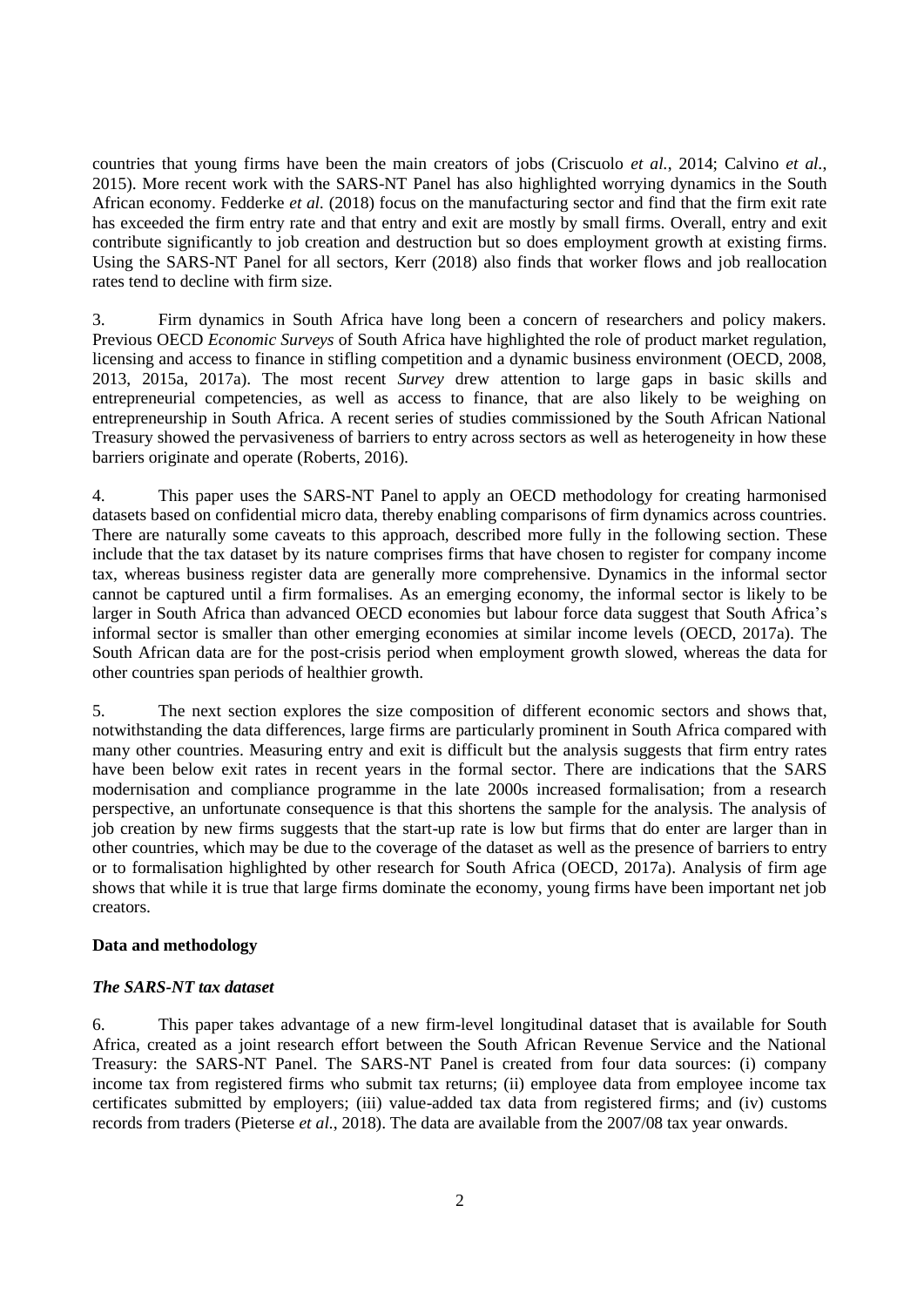countries that young firms have been the main creators of jobs (Criscuolo *et al.*, 2014; Calvino *et al.*, 2015). More recent work with the SARS-NT Panel has also highlighted worrying dynamics in the South African economy. Fedderke *et al.* (2018) focus on the manufacturing sector and find that the firm exit rate has exceeded the firm entry rate and that entry and exit are mostly by small firms. Overall, entry and exit contribute significantly to job creation and destruction but so does employment growth at existing firms. Using the SARS-NT Panel for all sectors, Kerr (2018) also finds that worker flows and job reallocation rates tend to decline with firm size.

3. Firm dynamics in South Africa have long been a concern of researchers and policy makers. Previous OECD *Economic Surveys* of South Africa have highlighted the role of product market regulation, licensing and access to finance in stifling competition and a dynamic business environment (OECD, 2008, 2013, 2015a, 2017a). The most recent *Survey* drew attention to large gaps in basic skills and entrepreneurial competencies, as well as access to finance, that are also likely to be weighing on entrepreneurship in South Africa. A recent series of studies commissioned by the South African National Treasury showed the pervasiveness of barriers to entry across sectors as well as heterogeneity in how these barriers originate and operate (Roberts, 2016).

4. This paper uses the SARS-NT Panel to apply an OECD methodology for creating harmonised datasets based on confidential micro data, thereby enabling comparisons of firm dynamics across countries. There are naturally some caveats to this approach, described more fully in the following section. These include that the tax dataset by its nature comprises firms that have chosen to register for company income tax, whereas business register data are generally more comprehensive. Dynamics in the informal sector cannot be captured until a firm formalises. As an emerging economy, the informal sector is likely to be larger in South Africa than advanced OECD economies but labour force data suggest that South Africa's informal sector is smaller than other emerging economies at similar income levels (OECD, 2017a). The South African data are for the post-crisis period when employment growth slowed, whereas the data for other countries span periods of healthier growth.

5. The next section explores the size composition of different economic sectors and shows that, notwithstanding the data differences, large firms are particularly prominent in South Africa compared with many other countries. Measuring entry and exit is difficult but the analysis suggests that firm entry rates have been below exit rates in recent years in the formal sector. There are indications that the SARS modernisation and compliance programme in the late 2000s increased formalisation; from a research perspective, an unfortunate consequence is that this shortens the sample for the analysis. The analysis of job creation by new firms suggests that the start-up rate is low but firms that do enter are larger than in other countries, which may be due to the coverage of the dataset as well as the presence of barriers to entry or to formalisation highlighted by other research for South Africa (OECD, 2017a). Analysis of firm age shows that while it is true that large firms dominate the economy, young firms have been important net job creators.

## Data and methodology

### *The SARS-NT tax dataset*

6. This paper takes advantage of a new firm-level longitudinal dataset that is available for South Africa, created as a joint research effort between the South African Revenue Service and the National Treasury: the SARS-NT Panel. The SARS-NT Panel is created from four data sources: (i) company income tax from registered firms who submit tax returns; (ii) employee data from employee income tax certificates submitted by employers; (iii) value-added tax data from registered firms; and (iv) customs records from traders (Pieterse *et al.*, 2018). The data are available from the 2007/08 tax year onwards.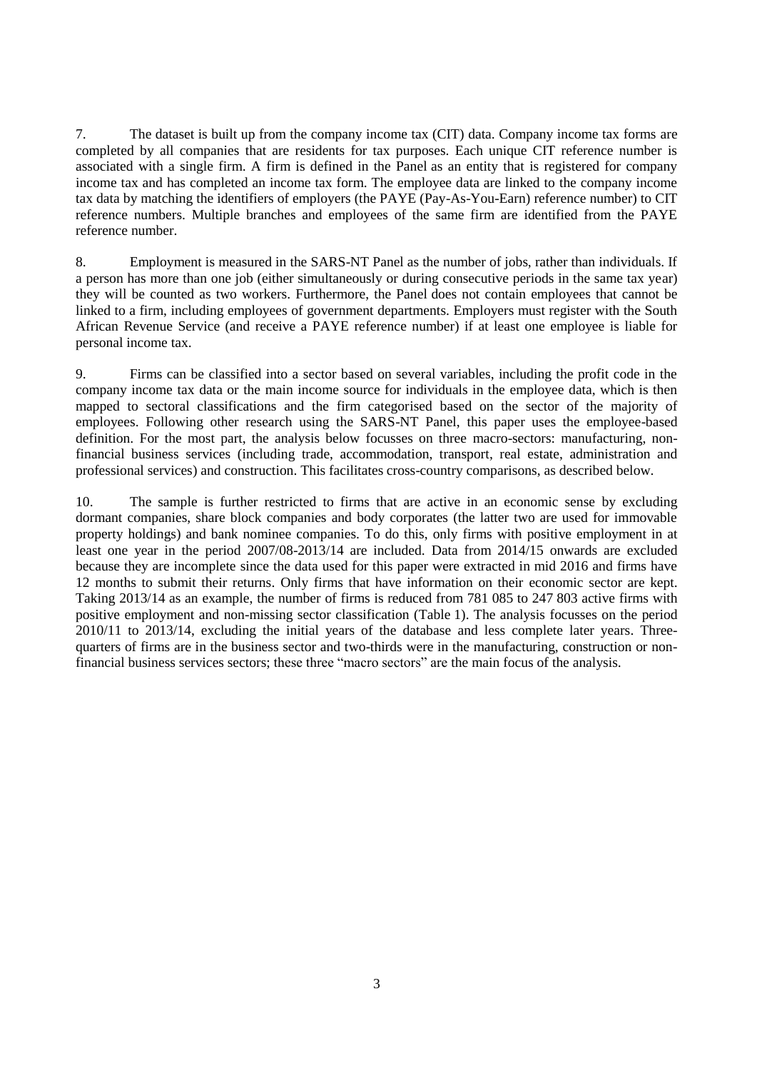7. The dataset is built up from the company income tax (CIT) data. Company income tax forms are completed by all companies that are residents for tax purposes. Each unique CIT reference number is associated with a single firm. A firm is defined in the Panel as an entity that is registered for company income tax and has completed an income tax form. The employee data are linked to the company income tax data by matching the identifiers of employers (the PAYE (Pay-As-You-Earn) reference number) to CIT reference numbers. Multiple branches and employees of the same firm are identified from the PAYE reference number.

8. Employment is measured in the SARS-NT Panel as the number of jobs, rather than individuals. If a person has more than one job (either simultaneously or during consecutive periods in the same tax year) they will be counted as two workers. Furthermore, the Panel does not contain employees that cannot be linked to a firm, including employees of government departments. Employers must register with the South African Revenue Service (and receive a PAYE reference number) if at least one employee is liable for personal income tax.

9. Firms can be classified into a sector based on several variables, including the profit code in the company income tax data or the main income source for individuals in the employee data, which is then mapped to sectoral classifications and the firm categorised based on the sector of the majority of employees. Following other research using the SARS-NT Panel, this paper uses the employee-based definition. For the most part, the analysis below focusses on three macro-sectors: manufacturing, non-financial business services (including trade, accommodation, transport, real estate, administration and professional services) and construction. This facilitates cross-country comparisons, as described below.

10. The sample is further restricted to firms that are active in an economic sense by excluding dormant companies, share block companies and body corporates (the latter two are used for immovable property holdings) and bank nominee companies. To do this, only firms with positive employment in at least one year in the period 2007/08-2013/14 are included. Data from 2014/15 onwards are excluded because they are incomplete since the data used for this paper were extracted in mid 2016 and firms have 12 months to submit their returns. Only firms that have information on their economic sector are kept. Taking 2013/14 as an example, the number of firms is reduced from 781 085 to 247 803 active firms with positive employment and non-missing sector classification (Table 1). The analysis focusses on the period 2010/11 to 2013/14, excluding the initial years of the database and less complete later years. Three-quarters of firms are in the business sector and two-thirds were in the manufacturing, construction or non-financial business services sectors; these three "macro sectors" are the main focus of the analysis.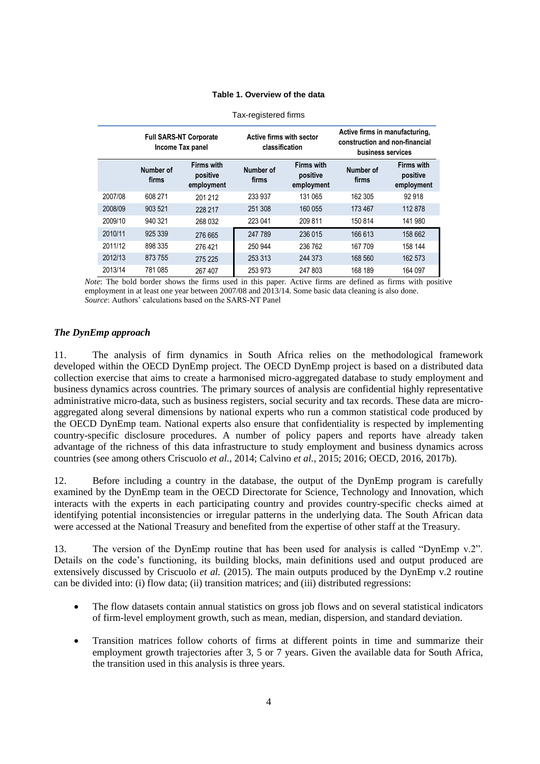**Table 1. Overview of the data**

Tax-registered firms

| | Full SARS-NT Corporate Income Tax panel | | Active firms with sector classification | | Active firms in manufacturing, construction and non-financial business services | |
|---|---|---|---|---|---|---|
| | Number of firms | Firms with positive employment | Number of firms | Firms with positive employment | Number of firms | Firms with positive employment |
| 2007/08 | 608 271 | 201 212 | 233 937 | 131 065 | 162 305 | 92 918 |
| 2008/09 | 903 521 | 228 217 | 251 308 | 160 055 | 173 467 | 112 878 |
| 2009/10 | 940 321 | 268 032 | 223 041 | 209 811 | 150 814 | 141 980 |
| 2010/11 | 925 339 | 276 665 | 247 789 | 236 015 | 166 613 | 158 662 |
| 2011/12 | 898 335 | 276 421 | 250 944 | 236 762 | 167 709 | 158 144 |
| 2012/13 | 873 755 | 275 225 | 253 313 | 244 373 | 168 560 | 162 573 |
| 2013/14 | 781 085 | 267 407 | 253 973 | 247 803 | 168 189 | 164 097 |

*Note*: The bold border shows the firms used in this paper. Active firms are defined as firms with positive employment in at least one year between 2007/08 and 2013/14. Some basic data cleaning is also done.
*Source*: Authors' calculations based on the SARS-NT Panel

### *The DynEmp approach*

11. The analysis of firm dynamics in South Africa relies on the methodological framework developed within the OECD DynEmp project. The OECD DynEmp project is based on a distributed data collection exercise that aims to create a harmonised micro-aggregated database to study employment and business dynamics across countries. The primary sources of analysis are confidential highly representative administrative micro-data, such as business registers, social security and tax records. These data are micro-aggregated along several dimensions by national experts who run a common statistical code produced by the OECD DynEmp team. National experts also ensure that confidentiality is respected by implementing country-specific disclosure procedures. A number of policy papers and reports have already taken advantage of the richness of this data infrastructure to study employment and business dynamics across countries (see among others Criscuolo *et al.*, 2014; Calvino *et al.*, 2015; 2016; OECD, 2016, 2017b).

12. Before including a country in the database, the output of the DynEmp program is carefully examined by the DynEmp team in the OECD Directorate for Science, Technology and Innovation, which interacts with the experts in each participating country and provides country-specific checks aimed at identifying potential inconsistencies or irregular patterns in the underlying data. The South African data were accessed at the National Treasury and benefited from the expertise of other staff at the Treasury.

13. The version of the DynEmp routine that has been used for analysis is called "DynEmp v.2". Details on the code's functioning, its building blocks, main definitions used and output produced are extensively discussed by Criscuolo *et al.* (2015). The main outputs produced by the DynEmp v.2 routine can be divided into: (i) flow data; (ii) transition matrices; and (iii) distributed regressions:

- The flow datasets contain annual statistics on gross job flows and on several statistical indicators of firm-level employment growth, such as mean, median, dispersion, and standard deviation.
- Transition matrices follow cohorts of firms at different points in time and summarize their employment growth trajectories after 3, 5 or 7 years. Given the available data for South Africa, the transition used in this analysis is three years.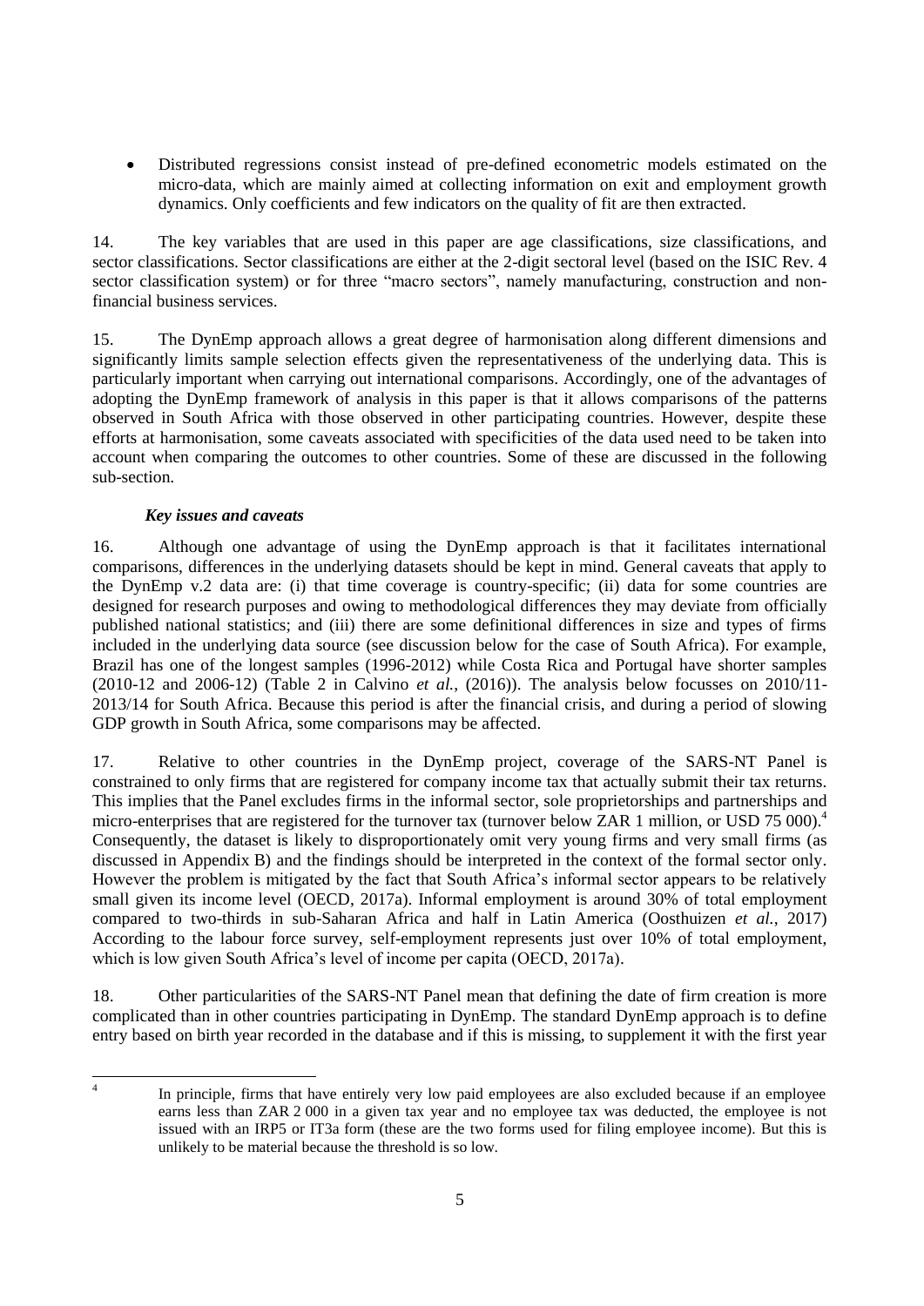- Distributed regressions consist instead of pre-defined econometric models estimated on the micro-data, which are mainly aimed at collecting information on exit and employment growth dynamics. Only coefficients and few indicators on the quality of fit are then extracted.

14. The key variables that are used in this paper are age classifications, size classifications, and sector classifications. Sector classifications are either at the 2-digit sectoral level (based on the ISIC Rev. 4 sector classification system) or for three "macro sectors", namely manufacturing, construction and non-financial business services.

15. The DynEmp approach allows a great degree of harmonisation along different dimensions and significantly limits sample selection effects given the representativeness of the underlying data. This is particularly important when carrying out international comparisons. Accordingly, one of the advantages of adopting the DynEmp framework of analysis in this paper is that it allows comparisons of the patterns observed in South Africa with those observed in other participating countries. However, despite these efforts at harmonisation, some caveats associated with specificities of the data used need to be taken into account when comparing the outcomes to other countries. Some of these are discussed in the following sub-section.

### *Key issues and caveats*

16. Although one advantage of using the DynEmp approach is that it facilitates international comparisons, differences in the underlying datasets should be kept in mind. General caveats that apply to the DynEmp v.2 data are: (i) that time coverage is country-specific; (ii) data for some countries are designed for research purposes and owing to methodological differences they may deviate from officially published national statistics; and (iii) there are some definitional differences in size and types of firms included in the underlying data source (see discussion below for the case of South Africa). For example, Brazil has one of the longest samples (1996-2012) while Costa Rica and Portugal have shorter samples (2010-12 and 2006-12) (Table 2 in Calvino *et al.*, (2016)). The analysis below focusses on 2010/11-2013/14 for South Africa. Because this period is after the financial crisis, and during a period of slowing GDP growth in South Africa, some comparisons may be affected.

17. Relative to other countries in the DynEmp project, coverage of the SARS-NT Panel is constrained to only firms that are registered for company income tax that actually submit their tax returns. This implies that the Panel excludes firms in the informal sector, sole proprietorships and partnerships and micro-enterprises that are registered for the turnover tax (turnover below ZAR 1 million, or USD 75 000).[4] Consequently, the dataset is likely to disproportionately omit very young firms and very small firms (as discussed in Appendix B) and the findings should be interpreted in the context of the formal sector only. However the problem is mitigated by the fact that South Africa's informal sector appears to be relatively small given its income level (OECD, 2017a). Informal employment is around 30% of total employment compared to two-thirds in sub-Saharan Africa and half in Latin America (Oosthuizen *et al.*, 2017) According to the labour force survey, self-employment represents just over 10% of total employment, which is low given South Africa's level of income per capita (OECD, 2017a).

18. Other particularities of the SARS-NT Panel mean that defining the date of firm creation is more complicated than in other countries participating in DynEmp. The standard DynEmp approach is to define entry based on birth year recorded in the database and if this is missing, to supplement it with the first year

[4] In principle, firms that have entirely very low paid employees are also excluded because if an employee earns less than ZAR 2 000 in a given tax year and no employee tax was deducted, the employee is not issued with an IRP5 or IT3a form (these are the two forms used for filing employee income). But this is unlikely to be material because the threshold is so low.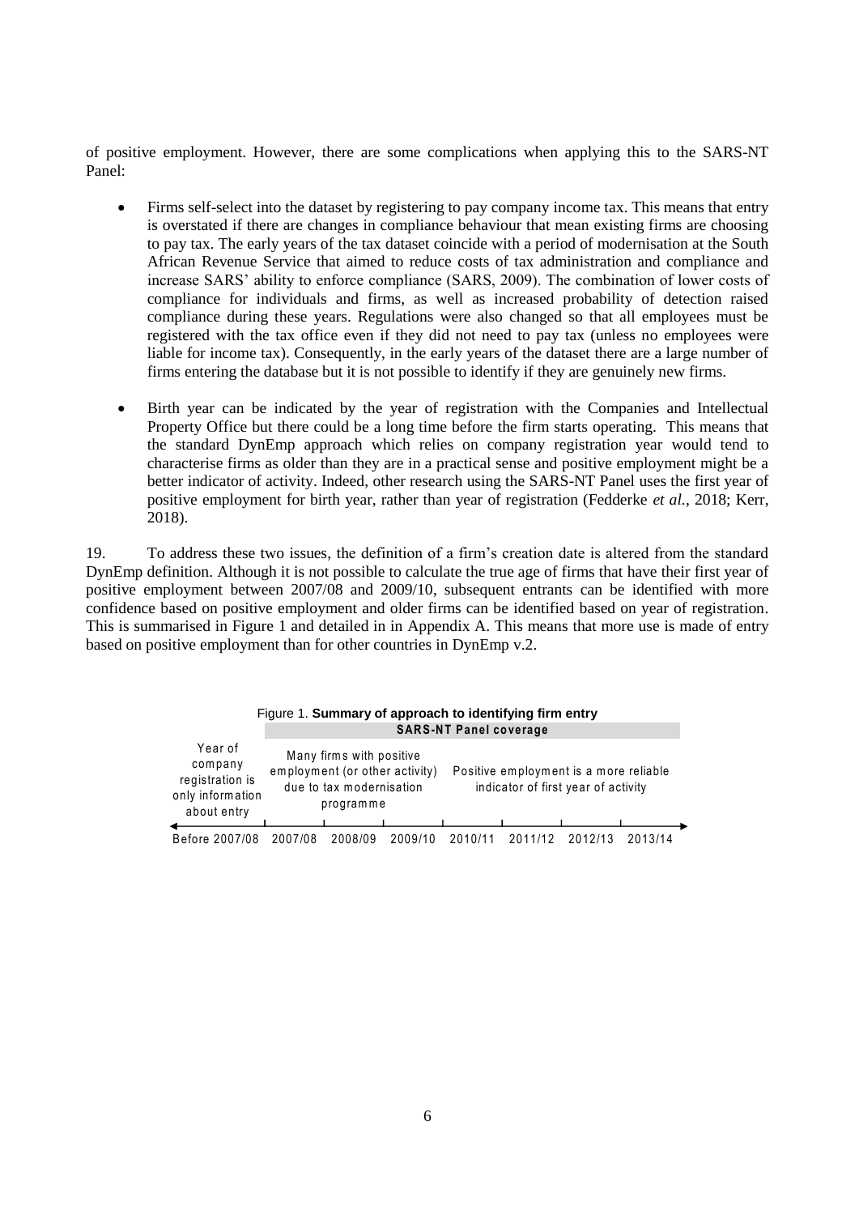of positive employment. However, there are some complications when applying this to the SARS-NT Panel:

- Firms self-select into the dataset by registering to pay company income tax. This means that entry is overstated if there are changes in compliance behaviour that mean existing firms are choosing to pay tax. The early years of the tax dataset coincide with a period of modernisation at the South African Revenue Service that aimed to reduce costs of tax administration and compliance and increase SARS' ability to enforce compliance (SARS, 2009). The combination of lower costs of compliance for individuals and firms, as well as increased probability of detection raised compliance during these years. Regulations were also changed so that all employees must be registered with the tax office even if they did not need to pay tax (unless no employees were liable for income tax). Consequently, in the early years of the dataset there are a large number of firms entering the database but it is not possible to identify if they are genuinely new firms.

- Birth year can be indicated by the year of registration with the Companies and Intellectual Property Office but there could be a long time before the firm starts operating. This means that the standard DynEmp approach which relies on company registration year would tend to characterise firms as older than they are in a practical sense and positive employment might be a better indicator of activity. Indeed, other research using the SARS-NT Panel uses the first year of positive employment for birth year, rather than year of registration (Fedderke *et al.*, 2018; Kerr, 2018).

19. To address these two issues, the definition of a firm's creation date is altered from the standard DynEmp definition. Although it is not possible to calculate the true age of firms that have their first year of positive employment between 2007/08 and 2009/10, subsequent entrants can be identified with more confidence based on positive employment and older firms can be identified based on year of registration. This is summarised in Figure 1 and detailed in in Appendix A. This means that more use is made of entry based on positive employment than for other countries in DynEmp v.2.

Figure 1. **Summary of approach to identifying firm entry**

| | SARS-NT Panel coverage | | | | | | |
|---|---|---|---|---|---|---|---|
| Year of company registration is only information about entry | Many firms with positive employment (or other activity) due to tax modernisation programme | | | Positive employment is a more reliable indicator of first year of activity | | | |
| Before 2007/08 | 2007/08 | 2008/09 | 2009/10 | 2010/11 | 2011/12 | 2012/13 | 2013/14 |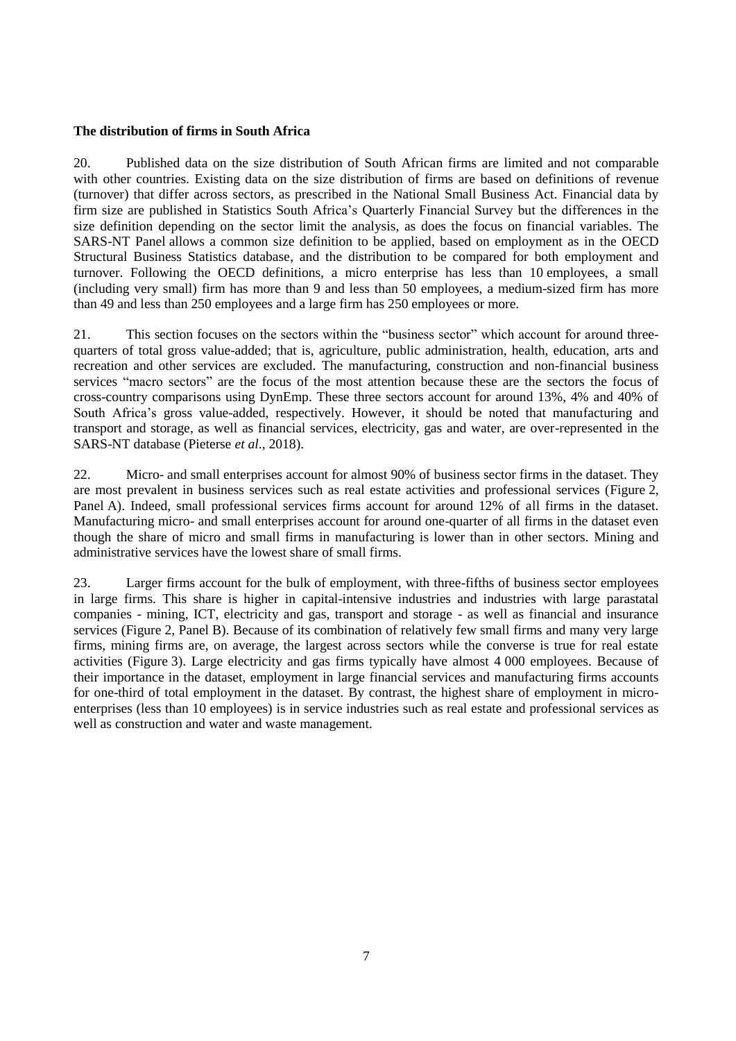**The distribution of firms in South Africa**

20. Published data on the size distribution of South African firms are limited and not comparable with other countries. Existing data on the size distribution of firms are based on definitions of revenue (turnover) that differ across sectors, as prescribed in the National Small Business Act. Financial data by firm size are published in Statistics South Africa's Quarterly Financial Survey but the differences in the size definition depending on the sector limit the analysis, as does the focus on financial variables. The SARS-NT Panel allows a common size definition to be applied, based on employment as in the OECD Structural Business Statistics database, and the distribution to be compared for both employment and turnover. Following the OECD definitions, a micro enterprise has less than 10 employees, a small (including very small) firm has more than 9 and less than 50 employees, a medium-sized firm has more than 49 and less than 250 employees and a large firm has 250 employees or more.

21. This section focuses on the sectors within the "business sector" which account for around three-quarters of total gross value-added; that is, agriculture, public administration, health, education, arts and recreation and other services are excluded. The manufacturing, construction and non-financial business services "macro sectors" are the focus of the most attention because these are the sectors the focus of cross-country comparisons using DynEmp. These three sectors account for around 13%, 4% and 40% of South Africa's gross value-added, respectively. However, it should be noted that manufacturing and transport and storage, as well as financial services, electricity, gas and water, are over-represented in the SARS-NT database (Pieterse *et al*., 2018).

22. Micro- and small enterprises account for almost 90% of business sector firms in the dataset. They are most prevalent in business services such as real estate activities and professional services (Figure 2, Panel A). Indeed, small professional services firms account for around 12% of all firms in the dataset. Manufacturing micro- and small enterprises account for around one-quarter of all firms in the dataset even though the share of micro and small firms in manufacturing is lower than in other sectors. Mining and administrative services have the lowest share of small firms.

23. Larger firms account for the bulk of employment, with three-fifths of business sector employees in large firms. This share is higher in capital-intensive industries and industries with large parastatal companies - mining, ICT, electricity and gas, transport and storage - as well as financial and insurance services (Figure 2, Panel B). Because of its combination of relatively few small firms and many very large firms, mining firms are, on average, the largest across sectors while the converse is true for real estate activities (Figure 3). Large electricity and gas firms typically have almost 4 000 employees. Because of their importance in the dataset, employment in large financial services and manufacturing firms accounts for one-third of total employment in the dataset. By contrast, the highest share of employment in micro-enterprises (less than 10 employees) is in service industries such as real estate and professional services as well as construction and water and waste management.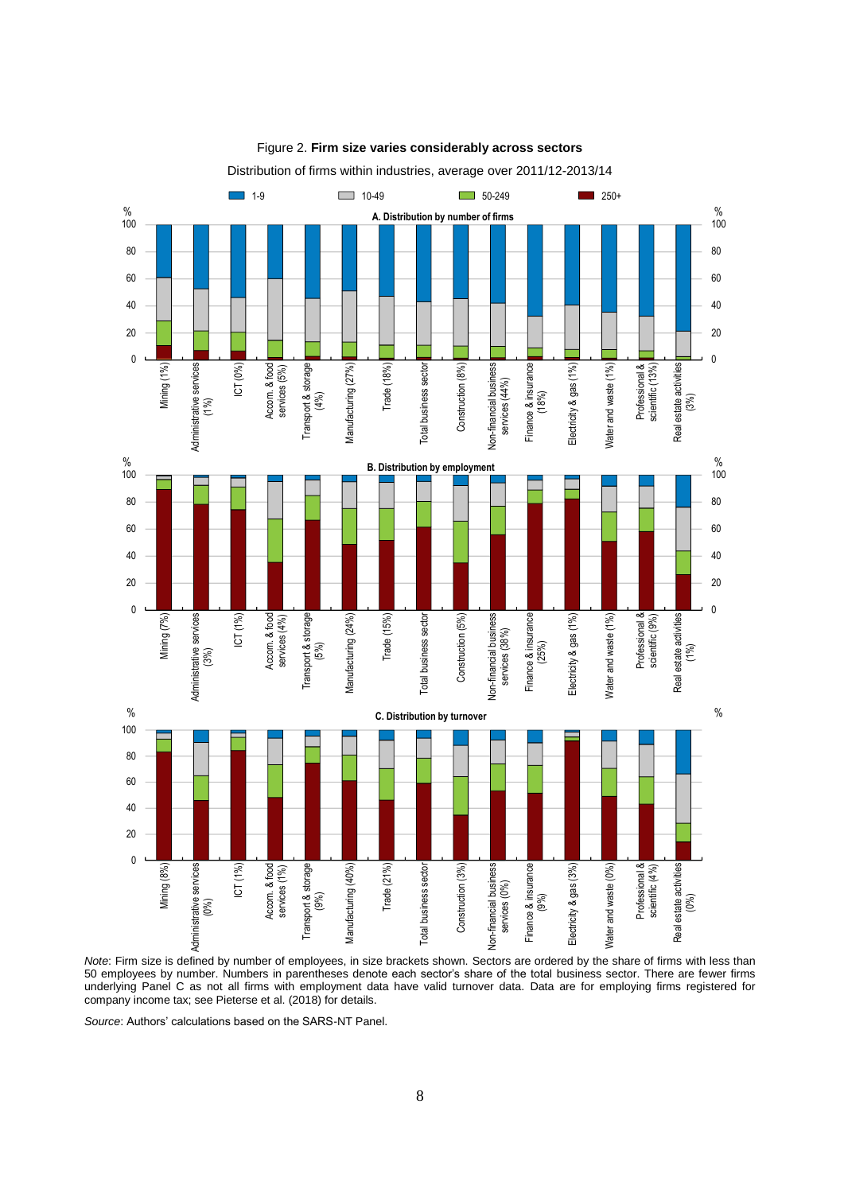Figure 2. **Firm size varies considerably across sectors**

Distribution of firms within industries, average over 2011/12-2013/14

*Note*: Firm size is defined by number of employees, in size brackets shown. Sectors are ordered by the share of firms with less than 50 employees by number. Numbers in parentheses denote each sector's share of the total business sector. There are fewer firms underlying Panel C as not all firms with employment data have valid turnover data. Data are for employing firms registered for company income tax; see Pieterse et al. (2018) for details.

*Source*: Authors' calculations based on the SARS-NT Panel.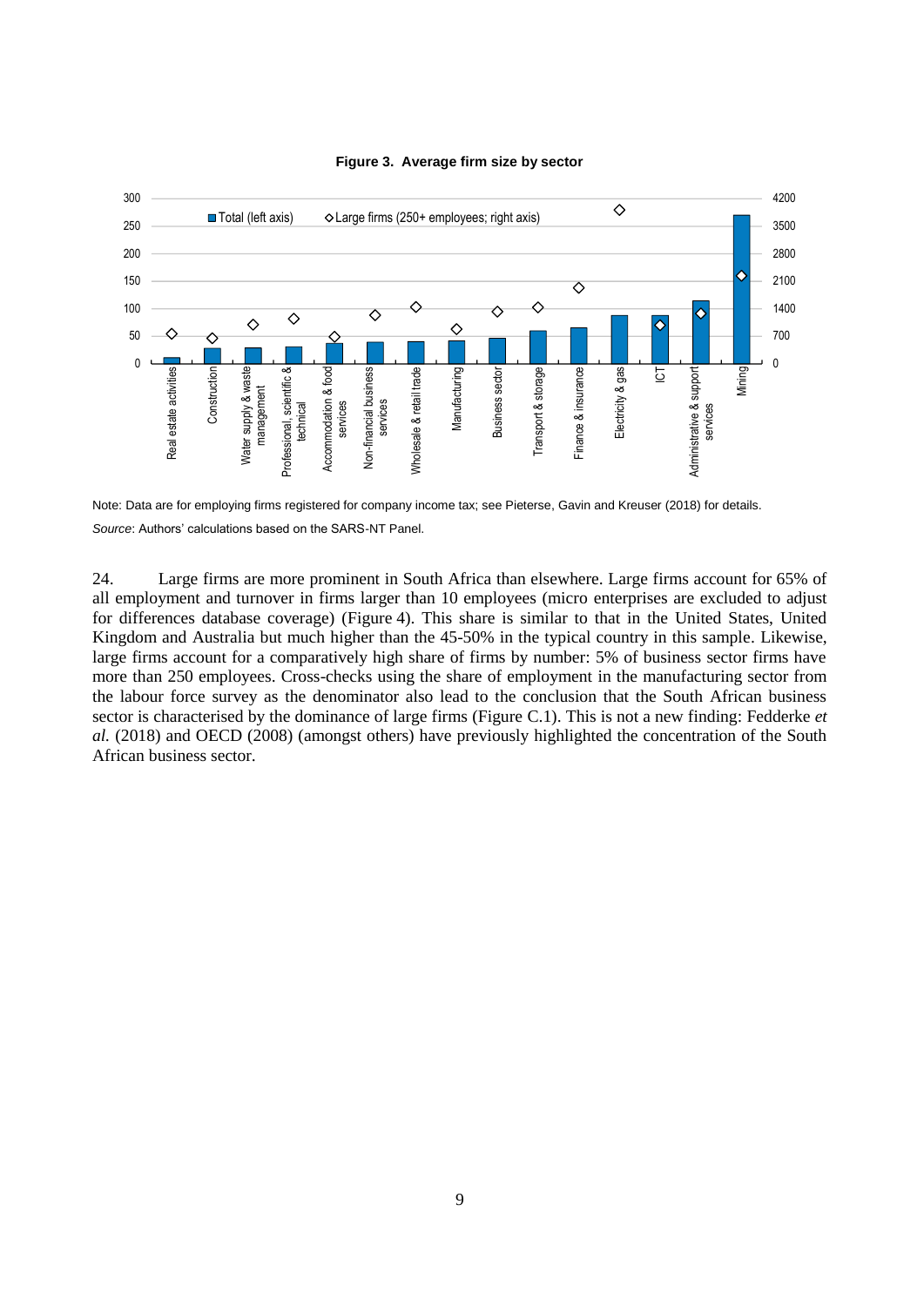**Figure 3. Average firm size by sector**

Note: Data are for employing firms registered for company income tax; see Pieterse, Gavin and Kreuser (2018) for details.

*Source*: Authors' calculations based on the SARS-NT Panel.

24. Large firms are more prominent in South Africa than elsewhere. Large firms account for 65% of all employment and turnover in firms larger than 10 employees (micro enterprises are excluded to adjust for differences database coverage) (Figure 4). This share is similar to that in the United States, United Kingdom and Australia but much higher than the 45-50% in the typical country in this sample. Likewise, large firms account for a comparatively high share of firms by number: 5% of business sector firms have more than 250 employees. Cross-checks using the share of employment in the manufacturing sector from the labour force survey as the denominator also lead to the conclusion that the South African business sector is characterised by the dominance of large firms (Figure C.1). This is not a new finding: Fedderke *et al.* (2018) and OECD (2008) (amongst others) have previously highlighted the concentration of the South African business sector.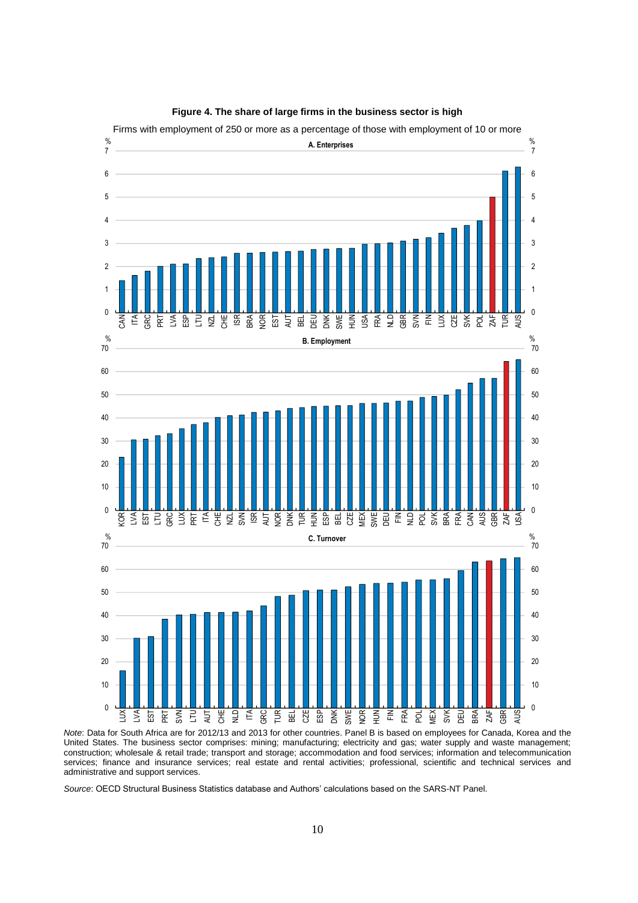**Figure 4. The share of large firms in the business sector is high**

Firms with employment of 250 or more as a percentage of those with employment of 10 or more

*Note*: Data for South Africa are for 2012/13 and 2013 for other countries. Panel B is based on employees for Canada, Korea and the United States. The business sector comprises: mining; manufacturing; electricity and gas; water supply and waste management; construction; wholesale & retail trade; transport and storage; accommodation and food services; information and telecommunication services; finance and insurance services; real estate and rental activities; professional, scientific and technical services and administrative and support services.

*Source*: OECD Structural Business Statistics database and Authors' calculations based on the SARS-NT Panel.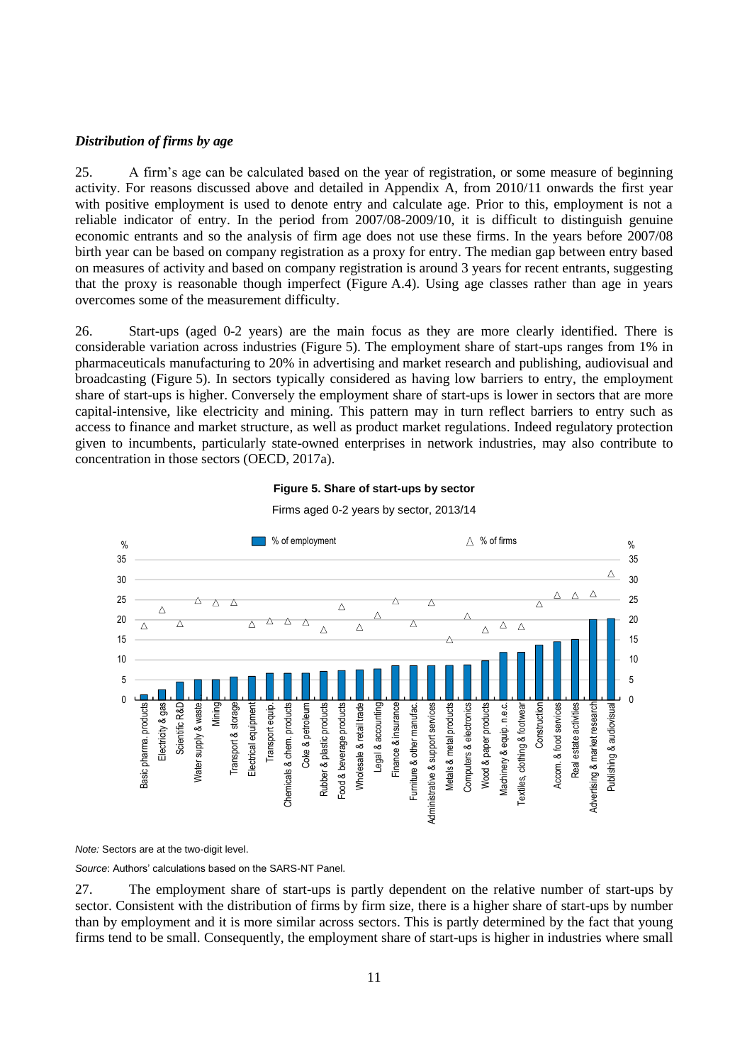### *Distribution of firms by age*

25. A firm's age can be calculated based on the year of registration, or some measure of beginning activity. For reasons discussed above and detailed in Appendix A, from 2010/11 onwards the first year with positive employment is used to denote entry and calculate age. Prior to this, employment is not a reliable indicator of entry. In the period from 2007/08-2009/10, it is difficult to distinguish genuine economic entrants and so the analysis of firm age does not use these firms. In the years before 2007/08 birth year can be based on company registration as a proxy for entry. The median gap between entry based on measures of activity and based on company registration is around 3 years for recent entrants, suggesting that the proxy is reasonable though imperfect (Figure A.4). Using age classes rather than age in years overcomes some of the measurement difficulty.

26. Start-ups (aged 0-2 years) are the main focus as they are more clearly identified. There is considerable variation across industries (Figure 5). The employment share of start-ups ranges from 1% in pharmaceuticals manufacturing to 20% in advertising and market research and publishing, audiovisual and broadcasting (Figure 5). In sectors typically considered as having low barriers to entry, the employment share of start-ups is higher. Conversely the employment share of start-ups is lower in sectors that are more capital-intensive, like electricity and mining. This pattern may in turn reflect barriers to entry such as access to finance and market structure, as well as product market regulations. Indeed regulatory protection given to incumbents, particularly state-owned enterprises in network industries, may also contribute to concentration in those sectors (OECD, 2017a).

**Figure 5. Share of start-ups by sector**

Firms aged 0-2 years by sector, 2013/14

*Note:* Sectors are at the two-digit level.

*Source*: Authors' calculations based on the SARS-NT Panel.

27. The employment share of start-ups is partly dependent on the relative number of start-ups by sector. Consistent with the distribution of firms by firm size, there is a higher share of start-ups by number than by employment and it is more similar across sectors. This is partly determined by the fact that young firms tend to be small. Consequently, the employment share of start-ups is higher in industries where small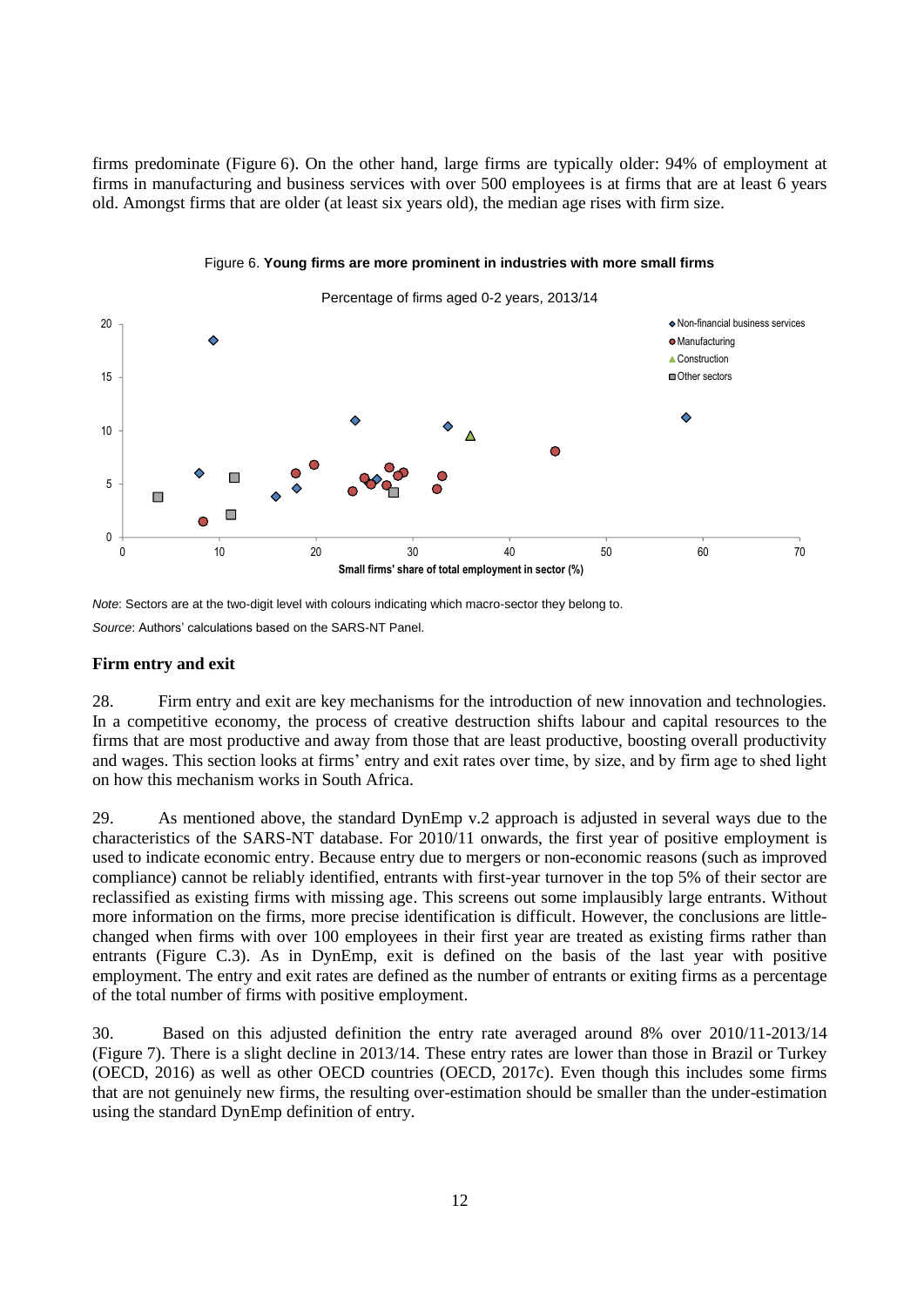firms predominate (Figure 6). On the other hand, large firms are typically older: 94% of employment at firms in manufacturing and business services with over 500 employees is at firms that are at least 6 years old. Amongst firms that are older (at least six years old), the median age rises with firm size.

Figure 6. **Young firms are more prominent in industries with more small firms**

Percentage of firms aged 0-2 years, 2013/14

*Note*: Sectors are at the two-digit level with colours indicating which macro-sector they belong to.

*Source*: Authors' calculations based on the SARS-NT Panel.

### Firm entry and exit

28. Firm entry and exit are key mechanisms for the introduction of new innovation and technologies. In a competitive economy, the process of creative destruction shifts labour and capital resources to the firms that are most productive and away from those that are least productive, boosting overall productivity and wages. This section looks at firms' entry and exit rates over time, by size, and by firm age to shed light on how this mechanism works in South Africa.

29. As mentioned above, the standard DynEmp v.2 approach is adjusted in several ways due to the characteristics of the SARS-NT database. For 2010/11 onwards, the first year of positive employment is used to indicate economic entry. Because entry due to mergers or non-economic reasons (such as improved compliance) cannot be reliably identified, entrants with first-year turnover in the top 5% of their sector are reclassified as existing firms with missing age. This screens out some implausibly large entrants. Without more information on the firms, more precise identification is difficult. However, the conclusions are little-changed when firms with over 100 employees in their first year are treated as existing firms rather than entrants (Figure C.3). As in DynEmp, exit is defined on the basis of the last year with positive employment. The entry and exit rates are defined as the number of entrants or exiting firms as a percentage of the total number of firms with positive employment.

30. Based on this adjusted definition the entry rate averaged around 8% over 2010/11-2013/14 (Figure 7). There is a slight decline in 2013/14. These entry rates are lower than those in Brazil or Turkey (OECD, 2016) as well as other OECD countries (OECD, 2017c). Even though this includes some firms that are not genuinely new firms, the resulting over-estimation should be smaller than the under-estimation using the standard DynEmp definition of entry.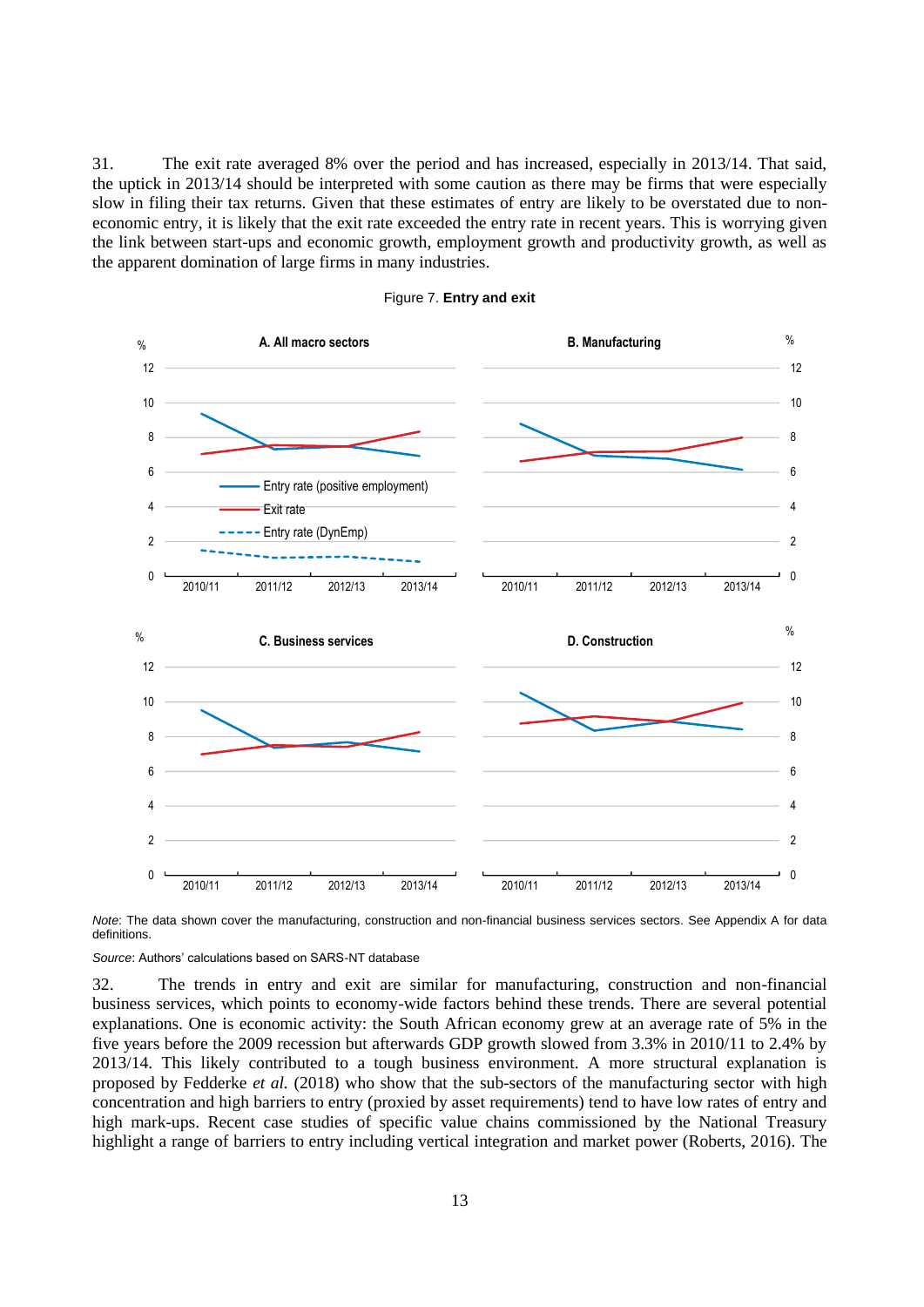31. The exit rate averaged 8% over the period and has increased, especially in 2013/14. That said, the uptick in 2013/14 should be interpreted with some caution as there may be firms that were especially slow in filing their tax returns. Given that these estimates of entry are likely to be overstated due to non-economic entry, it is likely that the exit rate exceeded the entry rate in recent years. This is worrying given the link between start-ups and economic growth, employment growth and productivity growth, as well as the apparent domination of large firms in many industries.

Figure 7. **Entry and exit**

*Note*: The data shown cover the manufacturing, construction and non-financial business services sectors. See Appendix A for data definitions.

*Source*: Authors' calculations based on SARS-NT database

32. The trends in entry and exit are similar for manufacturing, construction and non-financial business services, which points to economy-wide factors behind these trends. There are several potential explanations. One is economic activity: the South African economy grew at an average rate of 5% in the five years before the 2009 recession but afterwards GDP growth slowed from 3.3% in 2010/11 to 2.4% by 2013/14. This likely contributed to a tough business environment. A more structural explanation is proposed by Fedderke *et al.* (2018) who show that the sub-sectors of the manufacturing sector with high concentration and high barriers to entry (proxied by asset requirements) tend to have low rates of entry and high mark-ups. Recent case studies of specific value chains commissioned by the National Treasury highlight a range of barriers to entry including vertical integration and market power (Roberts, 2016). The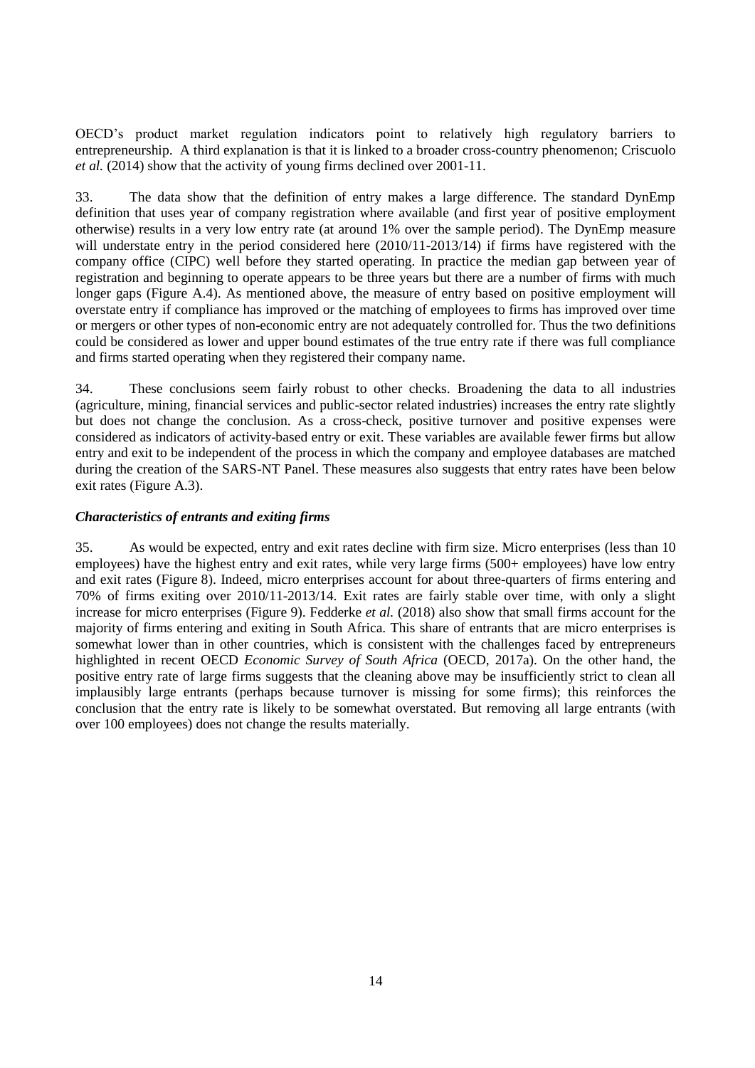OECD's product market regulation indicators point to relatively high regulatory barriers to entrepreneurship. A third explanation is that it is linked to a broader cross-country phenomenon; Criscuolo *et al.* (2014) show that the activity of young firms declined over 2001-11.

33. The data show that the definition of entry makes a large difference. The standard DynEmp definition that uses year of company registration where available (and first year of positive employment otherwise) results in a very low entry rate (at around 1% over the sample period). The DynEmp measure will understate entry in the period considered here (2010/11-2013/14) if firms have registered with the company office (CIPC) well before they started operating. In practice the median gap between year of registration and beginning to operate appears to be three years but there are a number of firms with much longer gaps (Figure A.4). As mentioned above, the measure of entry based on positive employment will overstate entry if compliance has improved or the matching of employees to firms has improved over time or mergers or other types of non-economic entry are not adequately controlled for. Thus the two definitions could be considered as lower and upper bound estimates of the true entry rate if there was full compliance and firms started operating when they registered their company name.

34. These conclusions seem fairly robust to other checks. Broadening the data to all industries (agriculture, mining, financial services and public-sector related industries) increases the entry rate slightly but does not change the conclusion. As a cross-check, positive turnover and positive expenses were considered as indicators of activity-based entry or exit. These variables are available fewer firms but allow entry and exit to be independent of the process in which the company and employee databases are matched during the creation of the SARS-NT Panel. These measures also suggests that entry rates have been below exit rates (Figure A.3).

### *Characteristics of entrants and exiting firms*

35. As would be expected, entry and exit rates decline with firm size. Micro enterprises (less than 10 employees) have the highest entry and exit rates, while very large firms (500+ employees) have low entry and exit rates (Figure 8). Indeed, micro enterprises account for about three-quarters of firms entering and 70% of firms exiting over 2010/11-2013/14. Exit rates are fairly stable over time, with only a slight increase for micro enterprises (Figure 9). Fedderke *et al.* (2018) also show that small firms account for the majority of firms entering and exiting in South Africa. This share of entrants that are micro enterprises is somewhat lower than in other countries, which is consistent with the challenges faced by entrepreneurs highlighted in recent OECD *Economic Survey of South Africa* (OECD, 2017a). On the other hand, the positive entry rate of large firms suggests that the cleaning above may be insufficiently strict to clean all implausibly large entrants (perhaps because turnover is missing for some firms); this reinforces the conclusion that the entry rate is likely to be somewhat overstated. But removing all large entrants (with over 100 employees) does not change the results materially.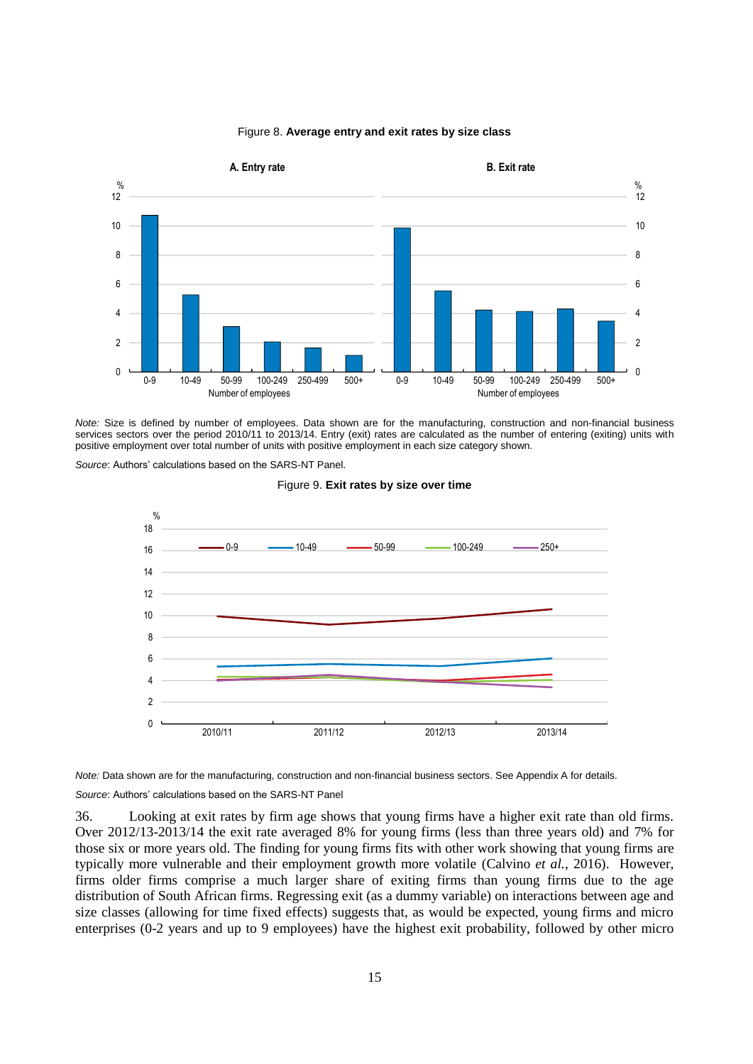Figure 8. **Average entry and exit rates by size class**

*Note:* Size is defined by number of employees. Data shown are for the manufacturing, construction and non-financial business services sectors over the period 2010/11 to 2013/14. Entry (exit) rates are calculated as the number of entering (exiting) units with positive employment over total number of units with positive employment in each size category shown.

*Source*: Authors' calculations based on the SARS-NT Panel.

Figure 9. **Exit rates by size over time**

*Note:* Data shown are for the manufacturing, construction and non-financial business sectors. See Appendix A for details.

*Source*: Authors' calculations based on the SARS-NT Panel

36. Looking at exit rates by firm age shows that young firms have a higher exit rate than old firms. Over 2012/13-2013/14 the exit rate averaged 8% for young firms (less than three years old) and 7% for those six or more years old. The finding for young firms fits with other work showing that young firms are typically more vulnerable and their employment growth more volatile (Calvino *et al.*, 2016). However, firms older firms comprise a much larger share of exiting firms than young firms due to the age distribution of South African firms. Regressing exit (as a dummy variable) on interactions between age and size classes (allowing for time fixed effects) suggests that, as would be expected, young firms and micro enterprises (0-2 years and up to 9 employees) have the highest exit probability, followed by other micro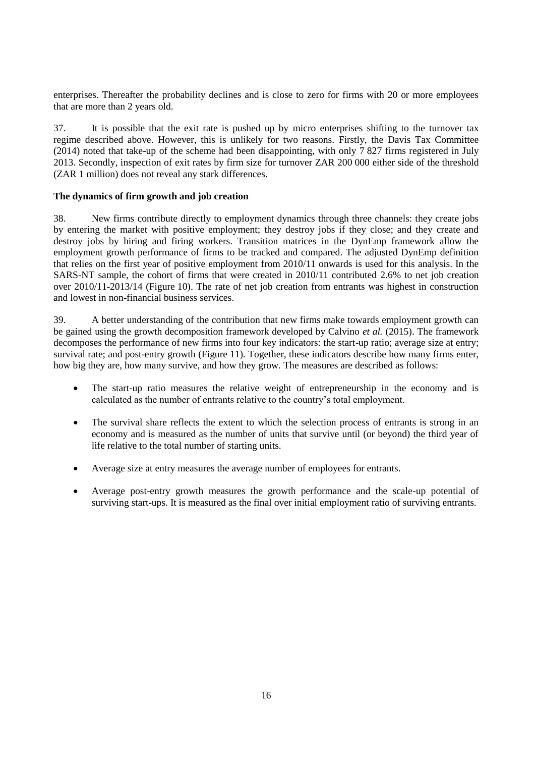enterprises. Thereafter the probability declines and is close to zero for firms with 20 or more employees that are more than 2 years old.

37. It is possible that the exit rate is pushed up by micro enterprises shifting to the turnover tax regime described above. However, this is unlikely for two reasons. Firstly, the Davis Tax Committee (2014) noted that take-up of the scheme had been disappointing, with only 7 827 firms registered in July 2013. Secondly, inspection of exit rates by firm size for turnover ZAR 200 000 either side of the threshold (ZAR 1 million) does not reveal any stark differences.

**The dynamics of firm growth and job creation**

38. New firms contribute directly to employment dynamics through three channels: they create jobs by entering the market with positive employment; they destroy jobs if they close; and they create and destroy jobs by hiring and firing workers. Transition matrices in the DynEmp framework allow the employment growth performance of firms to be tracked and compared. The adjusted DynEmp definition that relies on the first year of positive employment from 2010/11 onwards is used for this analysis. In the SARS-NT sample, the cohort of firms that were created in 2010/11 contributed 2.6% to net job creation over 2010/11-2013/14 (Figure 10). The rate of net job creation from entrants was highest in construction and lowest in non-financial business services.

39. A better understanding of the contribution that new firms make towards employment growth can be gained using the growth decomposition framework developed by Calvino *et al.* (2015). The framework decomposes the performance of new firms into four key indicators: the start-up ratio; average size at entry; survival rate; and post-entry growth (Figure 11). Together, these indicators describe how many firms enter, how big they are, how many survive, and how they grow. The measures are described as follows:

- The start-up ratio measures the relative weight of entrepreneurship in the economy and is calculated as the number of entrants relative to the country's total employment.
- The survival share reflects the extent to which the selection process of entrants is strong in an economy and is measured as the number of units that survive until (or beyond) the third year of life relative to the total number of starting units.
- Average size at entry measures the average number of employees for entrants.
- Average post-entry growth measures the growth performance and the scale-up potential of surviving start-ups. It is measured as the final over initial employment ratio of surviving entrants.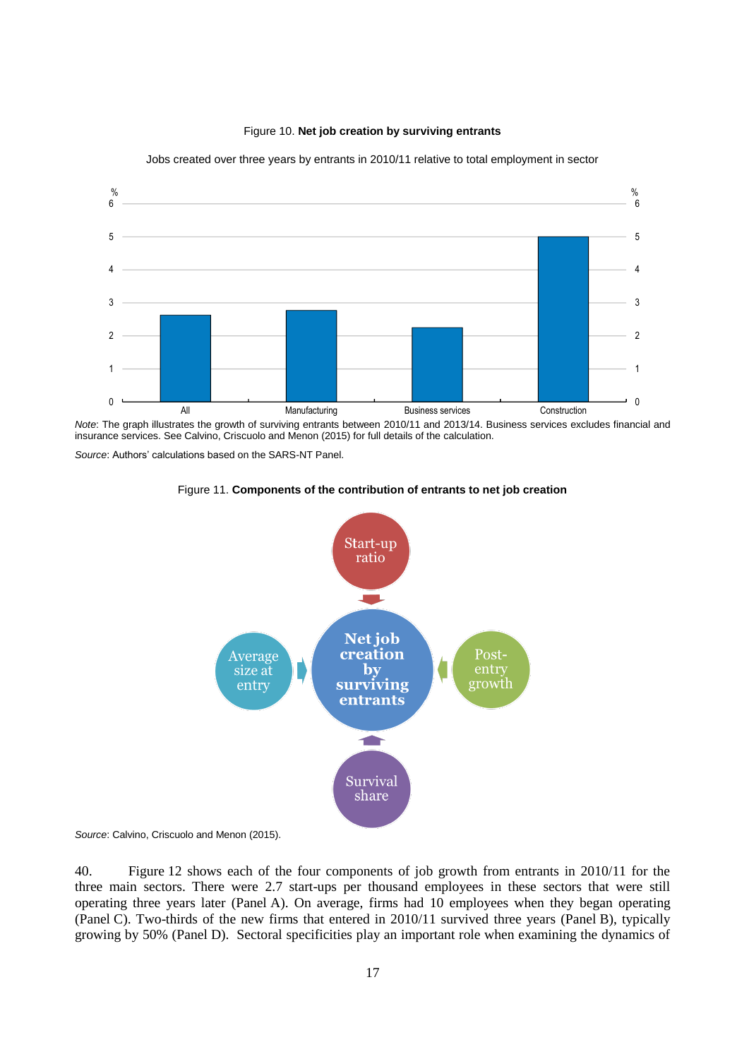Figure 10. **Net job creation by surviving entrants**

Jobs created over three years by entrants in 2010/11 relative to total employment in sector

*Note*: The graph illustrates the growth of surviving entrants between 2010/11 and 2013/14. Business services excludes financial and insurance services. See Calvino, Criscuolo and Menon (2015) for full details of the calculation.

*Source*: Authors' calculations based on the SARS-NT Panel.

Figure 11. **Components of the contribution of entrants to net job creation**

*Source*: Calvino, Criscuolo and Menon (2015).

40. Figure 12 shows each of the four components of job growth from entrants in 2010/11 for the three main sectors. There were 2.7 start-ups per thousand employees in these sectors that were still operating three years later (Panel A). On average, firms had 10 employees when they began operating (Panel C). Two-thirds of the new firms that entered in 2010/11 survived three years (Panel B), typically growing by 50% (Panel D). Sectoral specificities play an important role when examining the dynamics of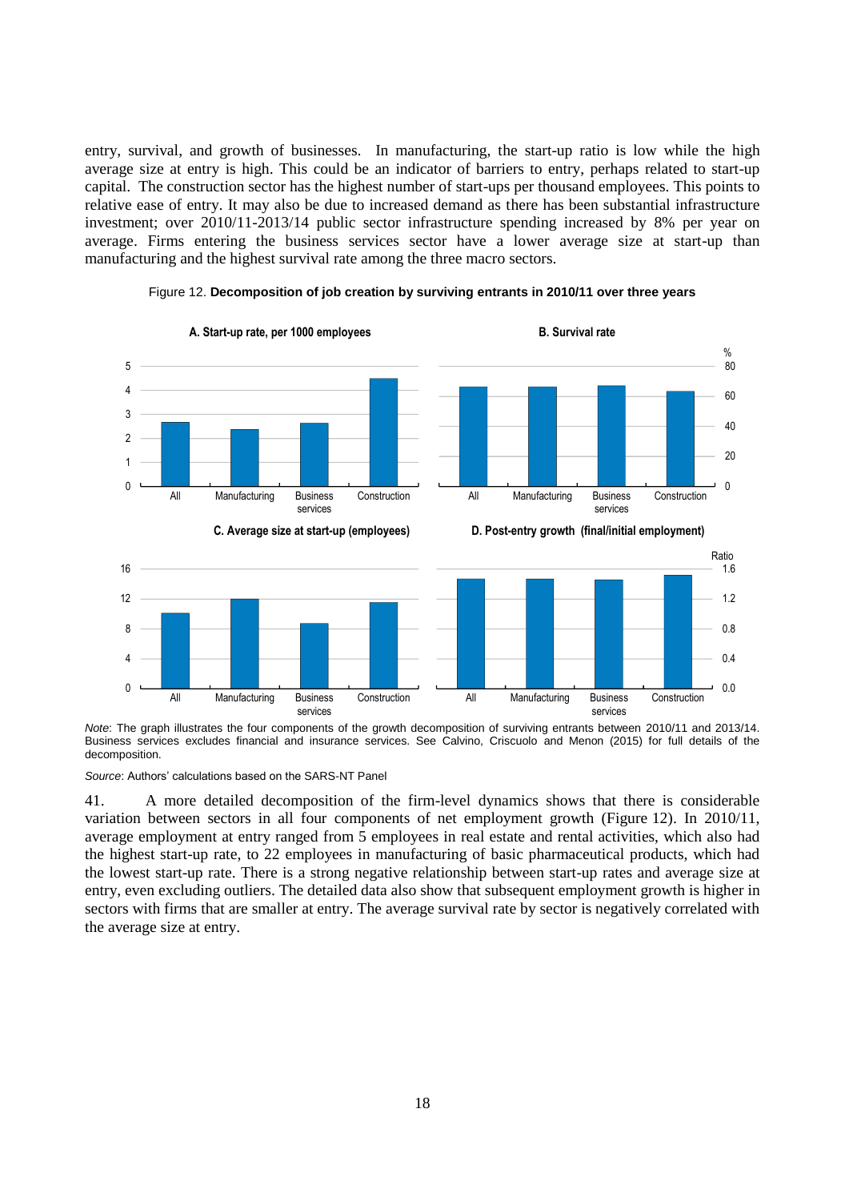entry, survival, and growth of businesses. In manufacturing, the start-up ratio is low while the high average size at entry is high. This could be an indicator of barriers to entry, perhaps related to start-up capital. The construction sector has the highest number of start-ups per thousand employees. This points to relative ease of entry. It may also be due to increased demand as there has been substantial infrastructure investment; over 2010/11-2013/14 public sector infrastructure spending increased by 8% per year on average. Firms entering the business services sector have a lower average size at start-up than manufacturing and the highest survival rate among the three macro sectors.

Figure 12. **Decomposition of job creation by surviving entrants in 2010/11 over three years**

*Note*: The graph illustrates the four components of the growth decomposition of surviving entrants between 2010/11 and 2013/14. Business services excludes financial and insurance services. See Calvino, Criscuolo and Menon (2015) for full details of the decomposition.

*Source*: Authors' calculations based on the SARS-NT Panel

41. A more detailed decomposition of the firm-level dynamics shows that there is considerable variation between sectors in all four components of net employment growth (Figure 12). In 2010/11, average employment at entry ranged from 5 employees in real estate and rental activities, which also had the highest start-up rate, to 22 employees in manufacturing of basic pharmaceutical products, which had the lowest start-up rate. There is a strong negative relationship between start-up rates and average size at entry, even excluding outliers. The detailed data also show that subsequent employment growth is higher in sectors with firms that are smaller at entry. The average survival rate by sector is negatively correlated with the average size at entry.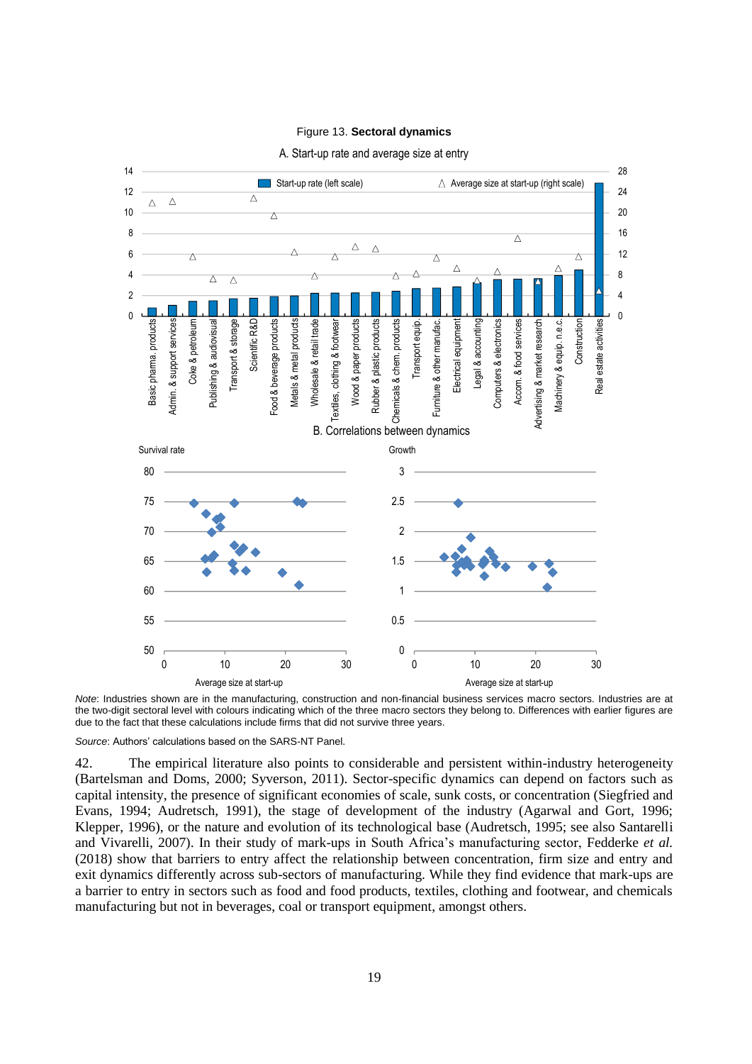Figure 13. **Sectoral dynamics**

A. Start-up rate and average size at entry

B. Correlations between dynamics

*Note*: Industries shown are in the manufacturing, construction and non-financial business services macro sectors. Industries are at the two-digit sectoral level with colours indicating which of the three macro sectors they belong to. Differences with earlier figures are due to the fact that these calculations include firms that did not survive three years.

*Source*: Authors' calculations based on the SARS-NT Panel.

42. The empirical literature also points to considerable and persistent within-industry heterogeneity (Bartelsman and Doms, 2000; Syverson, 2011). Sector-specific dynamics can depend on factors such as capital intensity, the presence of significant economies of scale, sunk costs, or concentration (Siegfried and Evans, 1994; Audretsch, 1991), the stage of development of the industry (Agarwal and Gort, 1996; Klepper, 1996), or the nature and evolution of its technological base (Audretsch, 1995; see also Santarelli and Vivarelli, 2007). In their study of mark-ups in South Africa's manufacturing sector, Fedderke *et al.* (2018) show that barriers to entry affect the relationship between concentration, firm size and entry and exit dynamics differently across sub-sectors of manufacturing. While they find evidence that mark-ups are a barrier to entry in sectors such as food and food products, textiles, clothing and footwear, and chemicals manufacturing but not in beverages, coal or transport equipment, amongst others.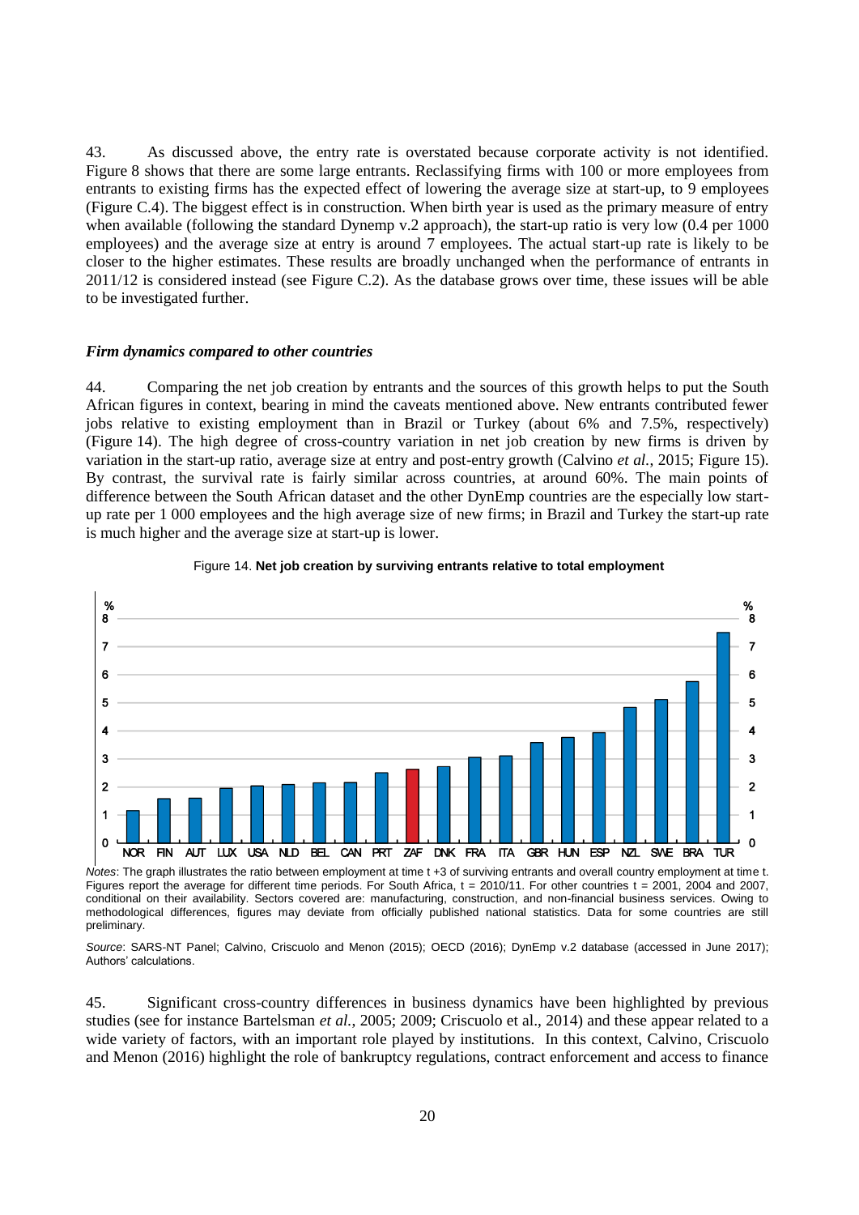43. As discussed above, the entry rate is overstated because corporate activity is not identified. Figure 8 shows that there are some large entrants. Reclassifying firms with 100 or more employees from entrants to existing firms has the expected effect of lowering the average size at start-up, to 9 employees (Figure C.4). The biggest effect is in construction. When birth year is used as the primary measure of entry when available (following the standard Dynemp v.2 approach), the start-up ratio is very low (0.4 per 1000 employees) and the average size at entry is around 7 employees. The actual start-up rate is likely to be closer to the higher estimates. These results are broadly unchanged when the performance of entrants in 2011/12 is considered instead (see Figure C.2). As the database grows over time, these issues will be able to be investigated further.

### *Firm dynamics compared to other countries*

44. Comparing the net job creation by entrants and the sources of this growth helps to put the South African figures in context, bearing in mind the caveats mentioned above. New entrants contributed fewer jobs relative to existing employment than in Brazil or Turkey (about 6% and 7.5%, respectively) (Figure 14). The high degree of cross-country variation in net job creation by new firms is driven by variation in the start-up ratio, average size at entry and post-entry growth (Calvino *et al.*, 2015; Figure 15). By contrast, the survival rate is fairly similar across countries, at around 60%. The main points of difference between the South African dataset and the other DynEmp countries are the especially low start-up rate per 1 000 employees and the high average size of new firms; in Brazil and Turkey the start-up rate is much higher and the average size at start-up is lower.

Figure 14. **Net job creation by surviving entrants relative to total employment**

| Country | % |
|---|---|
| NOR | 1.2 |
| FIN | 1.6 |
| AUT | 1.6 |
| LUX | 2.0 |
| USA | 2.0 |
| NLD | 2.1 |
| BEL | 2.2 |
| CAN | 2.2 |
| PRT | 2.5 |
| ZAF | 2.6 |
| DNK | 2.7 |
| FRA | 3.1 |
| ITA | 3.1 |
| GBR | 3.6 |
| HUN | 3.8 |
| ESP | 3.9 |
| NZL | 4.8 |
| SWE | 5.1 |
| BRA | 5.8 |
| TUR | 7.5 |

*Notes*: The graph illustrates the ratio between employment at time t +3 of surviving entrants and overall country employment at time t. Figures report the average for different time periods. For South Africa, t = 2010/11. For other countries t = 2001, 2004 and 2007, conditional on their availability. Sectors covered are: manufacturing, construction, and non-financial business services. Owing to methodological differences, figures may deviate from officially published national statistics. Data for some countries are still preliminary.

*Source*: SARS-NT Panel; Calvino, Criscuolo and Menon (2015); OECD (2016); DynEmp v.2 database (accessed in June 2017); Authors' calculations.

45. Significant cross-country differences in business dynamics have been highlighted by previous studies (see for instance Bartelsman *et al.*, 2005; 2009; Criscuolo et al., 2014) and these appear related to a wide variety of factors, with an important role played by institutions. In this context, Calvino, Criscuolo and Menon (2016) highlight the role of bankruptcy regulations, contract enforcement and access to finance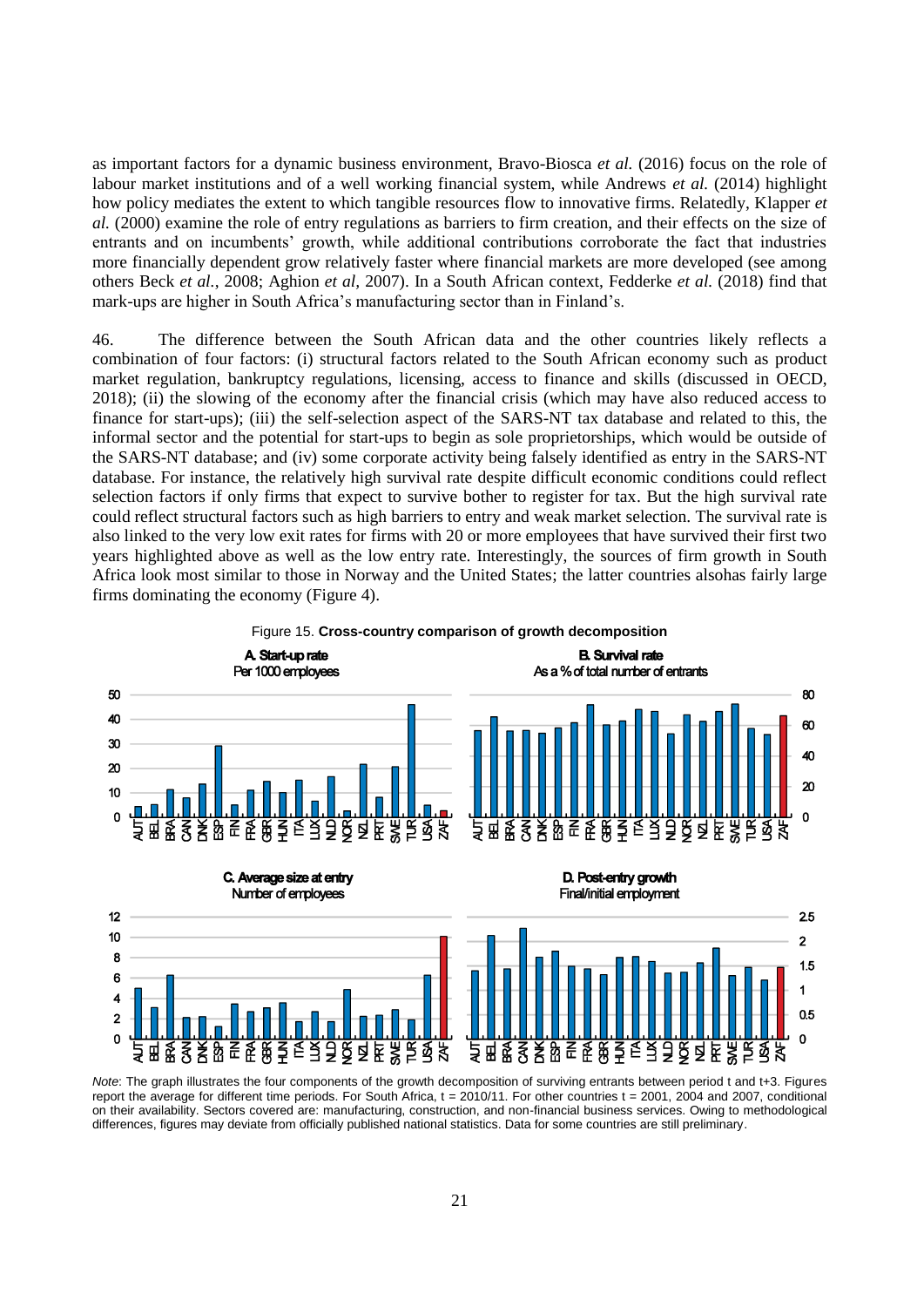as important factors for a dynamic business environment, Bravo-Biosca *et al.* (2016) focus on the role of labour market institutions and of a well working financial system, while Andrews *et al.* (2014) highlight how policy mediates the extent to which tangible resources flow to innovative firms. Relatedly, Klapper *et al.* (2000) examine the role of entry regulations as barriers to firm creation, and their effects on the size of entrants and on incumbents' growth, while additional contributions corroborate the fact that industries more financially dependent grow relatively faster where financial markets are more developed (see among others Beck *et al.*, 2008; Aghion *et al*, 2007). In a South African context, Fedderke *et al.* (2018) find that mark-ups are higher in South Africa's manufacturing sector than in Finland's.

46. The difference between the South African data and the other countries likely reflects a combination of four factors: (i) structural factors related to the South African economy such as product market regulation, bankruptcy regulations, licensing, access to finance and skills (discussed in OECD, 2018); (ii) the slowing of the economy after the financial crisis (which may have also reduced access to finance for start-ups); (iii) the self-selection aspect of the SARS-NT tax database and related to this, the informal sector and the potential for start-ups to begin as sole proprietorships, which would be outside of the SARS-NT database; and (iv) some corporate activity being falsely identified as entry in the SARS-NT database. For instance, the relatively high survival rate despite difficult economic conditions could reflect selection factors if only firms that expect to survive bother to register for tax. But the high survival rate could reflect structural factors such as high barriers to entry and weak market selection. The survival rate is also linked to the very low exit rates for firms with 20 or more employees that have survived their first two years highlighted above as well as the low entry rate. Interestingly, the sources of firm growth in South Africa look most similar to those in Norway and the United States; the latter countries alsohas fairly large firms dominating the economy (Figure 4).

Figure 15. **Cross-country comparison of growth decomposition**

*Note*: The graph illustrates the four components of the growth decomposition of surviving entrants between period t and t+3. Figures report the average for different time periods. For South Africa, t = 2010/11. For other countries t = 2001, 2004 and 2007, conditional on their availability. Sectors covered are: manufacturing, construction, and non-financial business services. Owing to methodological differences, figures may deviate from officially published national statistics. Data for some countries are still preliminary.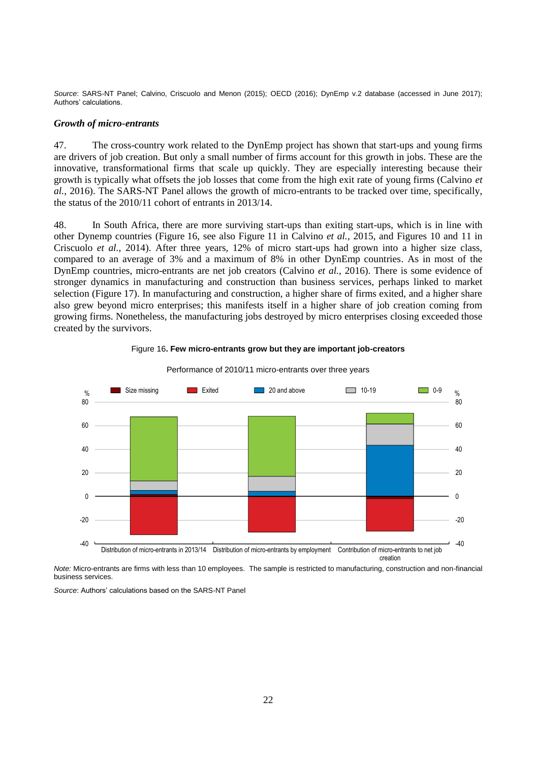*Source*: SARS-NT Panel; Calvino, Criscuolo and Menon (2015); OECD (2016); DynEmp v.2 database (accessed in June 2017); Authors' calculations.

### *Growth of micro-entrants*

47. The cross-country work related to the DynEmp project has shown that start-ups and young firms are drivers of job creation. But only a small number of firms account for this growth in jobs. These are the innovative, transformational firms that scale up quickly. They are especially interesting because their growth is typically what offsets the job losses that come from the high exit rate of young firms (Calvino *et al.*, 2016). The SARS-NT Panel allows the growth of micro-entrants to be tracked over time, specifically, the status of the 2010/11 cohort of entrants in 2013/14.

48. In South Africa, there are more surviving start-ups than exiting start-ups, which is in line with other Dynemp countries (Figure 16, see also Figure 11 in Calvino *et al.*, 2015, and Figures 10 and 11 in Criscuolo *et al.*, 2014). After three years, 12% of micro start-ups had grown into a higher size class, compared to an average of 3% and a maximum of 8% in other DynEmp countries. As in most of the DynEmp countries, micro-entrants are net job creators (Calvino *et al.*, 2016). There is some evidence of stronger dynamics in manufacturing and construction than business services, perhaps linked to market selection (Figure 17). In manufacturing and construction, a higher share of firms exited, and a higher share also grew beyond micro enterprises; this manifests itself in a higher share of job creation coming from growing firms. Nonetheless, the manufacturing jobs destroyed by micro enterprises closing exceeded those created by the survivors.

Figure 16. **Few micro-entrants grow but they are important job-creators**

Performance of 2010/11 micro-entrants over three years

*Note:* Micro-entrants are firms with less than 10 employees. The sample is restricted to manufacturing, construction and non-financial business services.

*Source*: Authors' calculations based on the SARS-NT Panel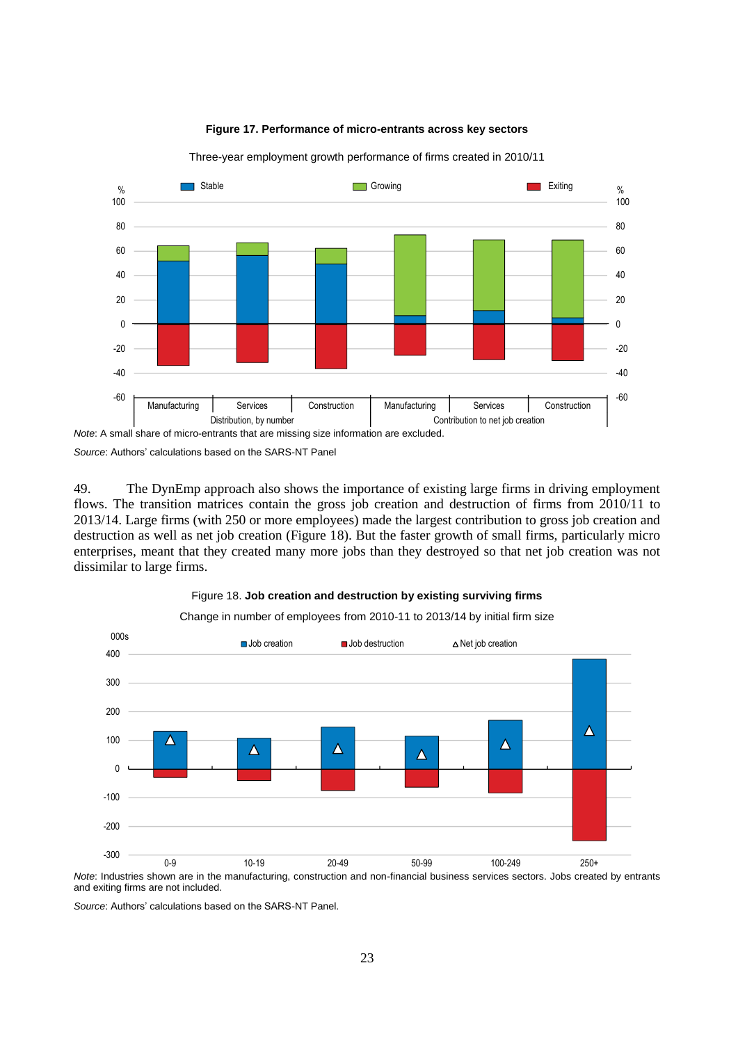**Figure 17. Performance of micro-entrants across key sectors**

Three-year employment growth performance of firms created in 2010/11

*Note*: A small share of micro-entrants that are missing size information are excluded.

*Source*: Authors' calculations based on the SARS-NT Panel

49. The DynEmp approach also shows the importance of existing large firms in driving employment flows. The transition matrices contain the gross job creation and destruction of firms from 2010/11 to 2013/14. Large firms (with 250 or more employees) made the largest contribution to gross job creation and destruction as well as net job creation (Figure 18). But the faster growth of small firms, particularly micro enterprises, meant that they created many more jobs than they destroyed so that net job creation was not dissimilar to large firms.

Figure 18. **Job creation and destruction by existing surviving firms**

Change in number of employees from 2010-11 to 2013/14 by initial firm size

*Note*: Industries shown are in the manufacturing, construction and non-financial business services sectors. Jobs created by entrants and exiting firms are not included.

*Source*: Authors' calculations based on the SARS-NT Panel.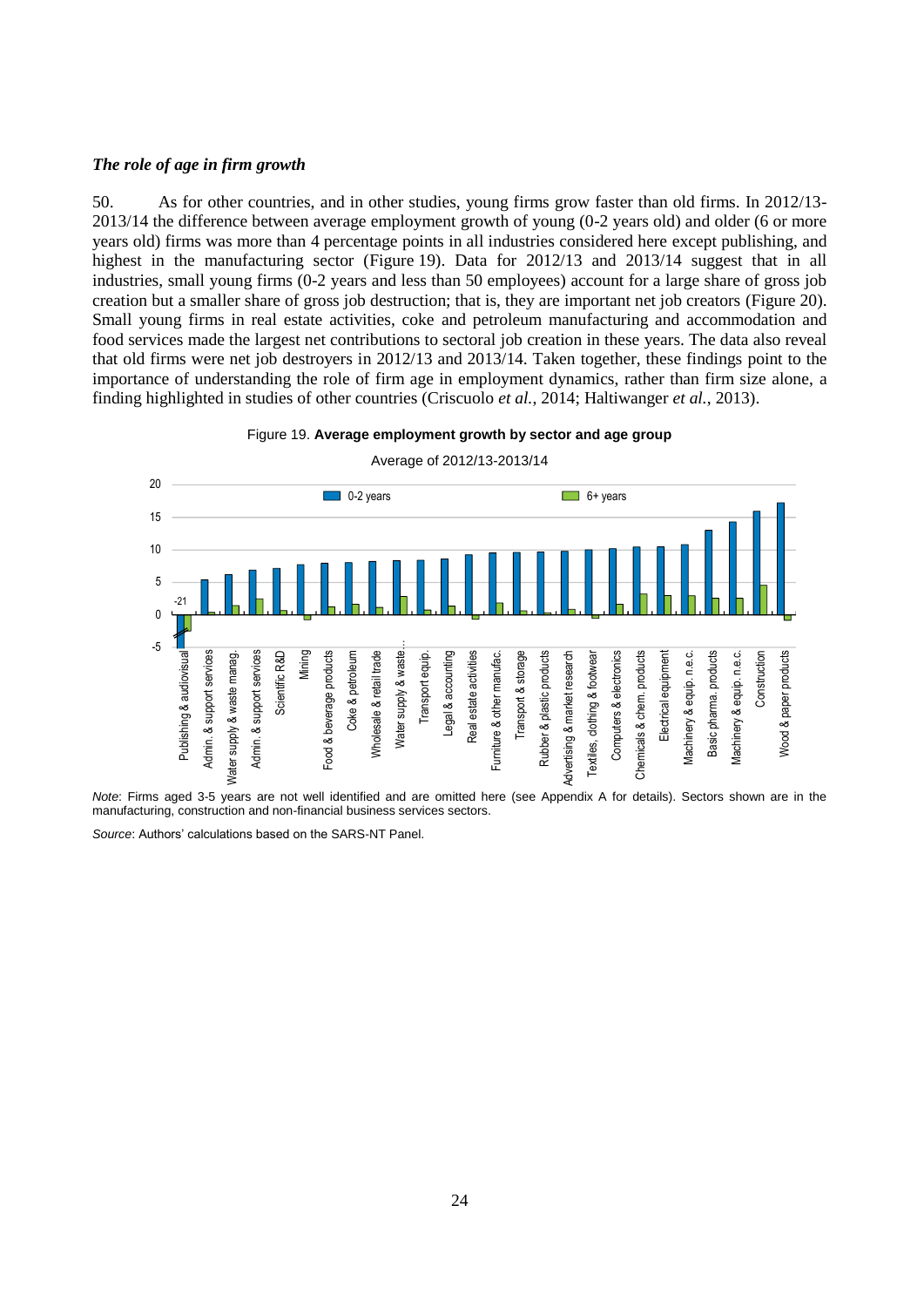### *The role of age in firm growth*

50. As for other countries, and in other studies, young firms grow faster than old firms. In 2012/13-2013/14 the difference between average employment growth of young (0-2 years old) and older (6 or more years old) firms was more than 4 percentage points in all industries considered here except publishing, and highest in the manufacturing sector (Figure 19). Data for 2012/13 and 2013/14 suggest that in all industries, small young firms (0-2 years and less than 50 employees) account for a large share of gross job creation but a smaller share of gross job destruction; that is, they are important net job creators (Figure 20). Small young firms in real estate activities, coke and petroleum manufacturing and accommodation and food services made the largest net contributions to sectoral job creation in these years. The data also reveal that old firms were net job destroyers in 2012/13 and 2013/14. Taken together, these findings point to the importance of understanding the role of firm age in employment dynamics, rather than firm size alone, a finding highlighted in studies of other countries (Criscuolo *et al.*, 2014; Haltiwanger *et al.*, 2013).

Figure 19. **Average employment growth by sector and age group**

Average of 2012/13-2013/14

*Note*: Firms aged 3-5 years are not well identified and are omitted here (see Appendix A for details). Sectors shown are in the manufacturing, construction and non-financial business services sectors.

*Source*: Authors' calculations based on the SARS-NT Panel.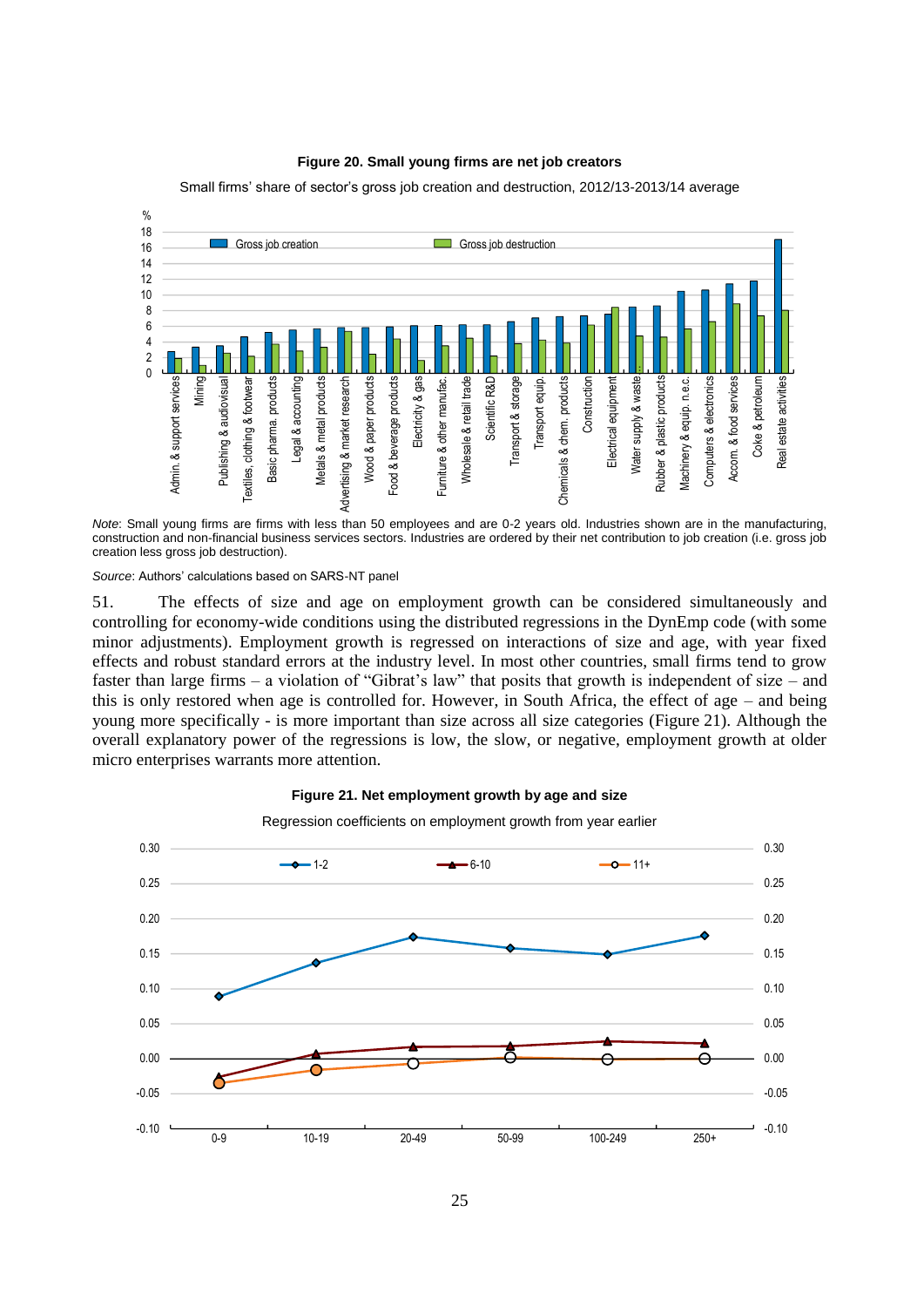**Figure 20. Small young firms are net job creators**

Small firms' share of sector's gross job creation and destruction, 2012/13-2013/14 average

*Note*: Small young firms are firms with less than 50 employees and are 0-2 years old. Industries shown are in the manufacturing, construction and non-financial business services sectors. Industries are ordered by their net contribution to job creation (i.e. gross job creation less gross job destruction).

*Source*: Authors' calculations based on SARS-NT panel

51. The effects of size and age on employment growth can be considered simultaneously and controlling for economy-wide conditions using the distributed regressions in the DynEmp code (with some minor adjustments). Employment growth is regressed on interactions of size and age, with year fixed effects and robust standard errors at the industry level. In most other countries, small firms tend to grow faster than large firms – a violation of "Gibrat's law" that posits that growth is independent of size – and this is only restored when age is controlled for. However, in South Africa, the effect of age – and being young more specifically - is more important than size across all size categories (Figure 21). Although the overall explanatory power of the regressions is low, the slow, or negative, employment growth at older micro enterprises warrants more attention.

**Figure 21. Net employment growth by age and size**

Regression coefficients on employment growth from year earlier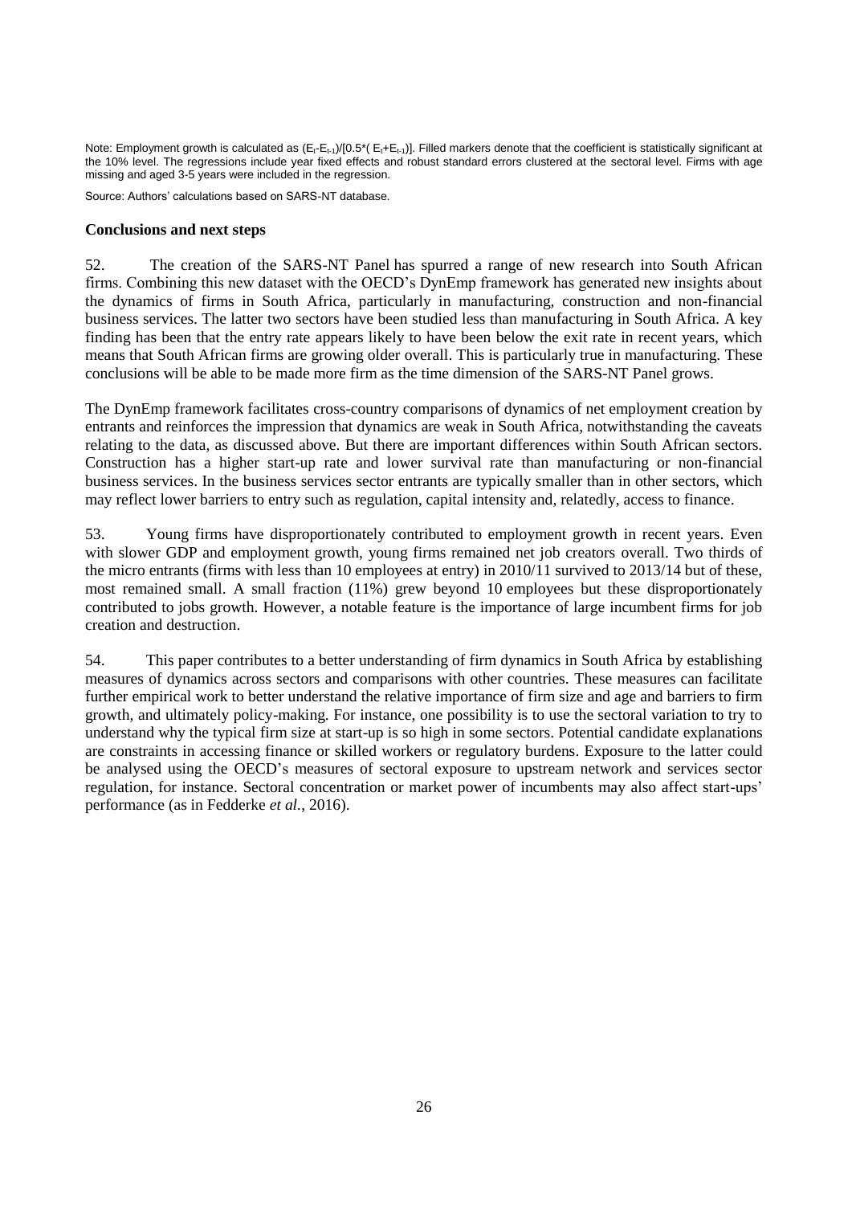Note: Employment growth is calculated as $(E_t-E_{t-1})/[0.5*(E_t+E_{t-1})]$. Filled markers denote that the coefficient is statistically significant at the 10% level. The regressions include year fixed effects and robust standard errors clustered at the sectoral level. Firms with age missing and aged 3-5 years were included in the regression.

Source: Authors' calculations based on SARS-NT database.

### Conclusions and next steps

52. The creation of the SARS-NT Panel has spurred a range of new research into South African firms. Combining this new dataset with the OECD's DynEmp framework has generated new insights about the dynamics of firms in South Africa, particularly in manufacturing, construction and non-financial business services. The latter two sectors have been studied less than manufacturing in South Africa. A key finding has been that the entry rate appears likely to have been below the exit rate in recent years, which means that South African firms are growing older overall. This is particularly true in manufacturing. These conclusions will be able to be made more firm as the time dimension of the SARS-NT Panel grows.

The DynEmp framework facilitates cross-country comparisons of dynamics of net employment creation by entrants and reinforces the impression that dynamics are weak in South Africa, notwithstanding the caveats relating to the data, as discussed above. But there are important differences within South African sectors. Construction has a higher start-up rate and lower survival rate than manufacturing or non-financial business services. In the business services sector entrants are typically smaller than in other sectors, which may reflect lower barriers to entry such as regulation, capital intensity and, relatedly, access to finance.

53. Young firms have disproportionately contributed to employment growth in recent years. Even with slower GDP and employment growth, young firms remained net job creators overall. Two thirds of the micro entrants (firms with less than 10 employees at entry) in 2010/11 survived to 2013/14 but of these, most remained small. A small fraction (11%) grew beyond 10 employees but these disproportionately contributed to jobs growth. However, a notable feature is the importance of large incumbent firms for job creation and destruction.

54. This paper contributes to a better understanding of firm dynamics in South Africa by establishing measures of dynamics across sectors and comparisons with other countries. These measures can facilitate further empirical work to better understand the relative importance of firm size and age and barriers to firm growth, and ultimately policy-making. For instance, one possibility is to use the sectoral variation to try to understand why the typical firm size at start-up is so high in some sectors. Potential candidate explanations are constraints in accessing finance or skilled workers or regulatory burdens. Exposure to the latter could be analysed using the OECD's measures of sectoral exposure to upstream network and services sector regulation, for instance. Sectoral concentration or market power of incumbents may also affect start-ups' performance (as in Fedderke *et al.*, 2016).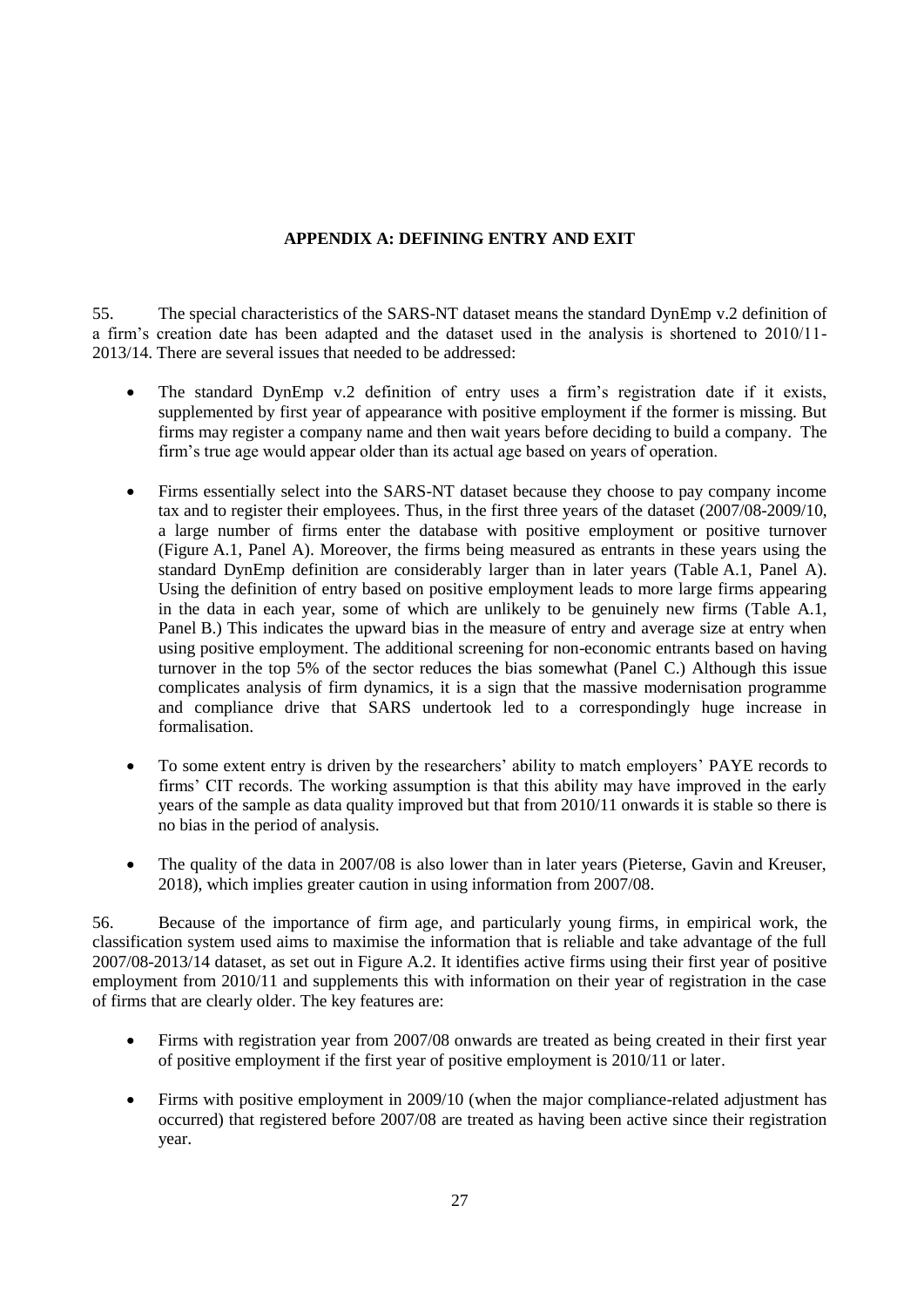## APPENDIX A: DEFINING ENTRY AND EXIT

55. The special characteristics of the SARS-NT dataset means the standard DynEmp v.2 definition of a firm's creation date has been adapted and the dataset used in the analysis is shortened to 2010/11-2013/14. There are several issues that needed to be addressed:

- The standard DynEmp v.2 definition of entry uses a firm's registration date if it exists, supplemented by first year of appearance with positive employment if the former is missing. But firms may register a company name and then wait years before deciding to build a company. The firm's true age would appear older than its actual age based on years of operation.
- Firms essentially select into the SARS-NT dataset because they choose to pay company income tax and to register their employees. Thus, in the first three years of the dataset (2007/08-2009/10, a large number of firms enter the database with positive employment or positive turnover (Figure A.1, Panel A). Moreover, the firms being measured as entrants in these years using the standard DynEmp definition are considerably larger than in later years (Table A.1, Panel A). Using the definition of entry based on positive employment leads to more large firms appearing in the data in each year, some of which are unlikely to be genuinely new firms (Table A.1, Panel B.) This indicates the upward bias in the measure of entry and average size at entry when using positive employment. The additional screening for non-economic entrants based on having turnover in the top 5% of the sector reduces the bias somewhat (Panel C.) Although this issue complicates analysis of firm dynamics, it is a sign that the massive modernisation programme and compliance drive that SARS undertook led to a correspondingly huge increase in formalisation.
- To some extent entry is driven by the researchers' ability to match employers' PAYE records to firms' CIT records. The working assumption is that this ability may have improved in the early years of the sample as data quality improved but that from 2010/11 onwards it is stable so there is no bias in the period of analysis.
- The quality of the data in 2007/08 is also lower than in later years (Pieterse, Gavin and Kreuser, 2018), which implies greater caution in using information from 2007/08.

56. Because of the importance of firm age, and particularly young firms, in empirical work, the classification system used aims to maximise the information that is reliable and take advantage of the full 2007/08-2013/14 dataset, as set out in Figure A.2. It identifies active firms using their first year of positive employment from 2010/11 and supplements this with information on their year of registration in the case of firms that are clearly older. The key features are:

- Firms with registration year from 2007/08 onwards are treated as being created in their first year of positive employment if the first year of positive employment is 2010/11 or later.
- Firms with positive employment in 2009/10 (when the major compliance-related adjustment has occurred) that registered before 2007/08 are treated as having been active since their registration year.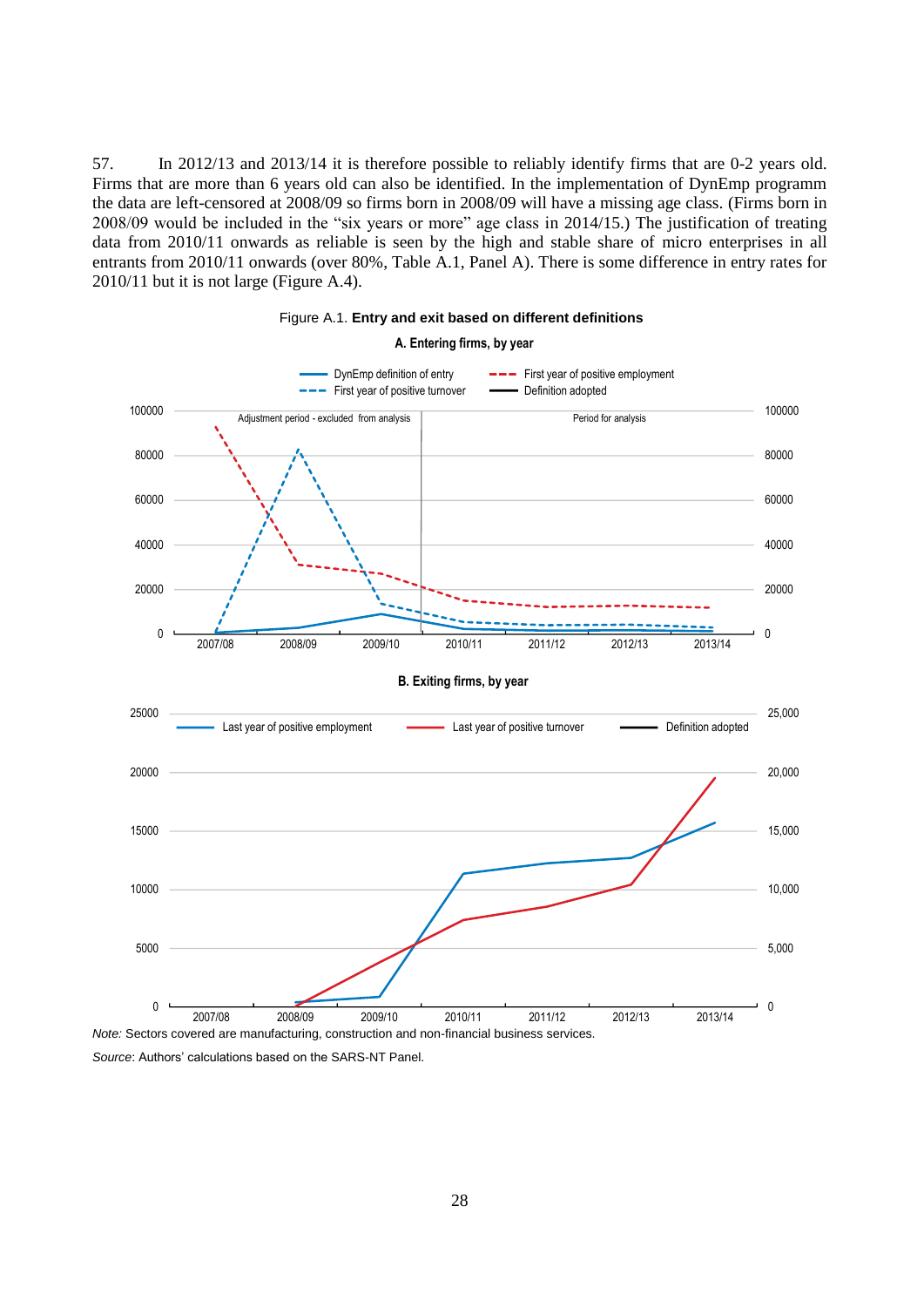57. In 2012/13 and 2013/14 it is therefore possible to reliably identify firms that are 0-2 years old. Firms that are more than 6 years old can also be identified. In the implementation of DynEmp programm the data are left-censored at 2008/09 so firms born in 2008/09 will have a missing age class. (Firms born in 2008/09 would be included in the "six years or more" age class in 2014/15.) The justification of treating data from 2010/11 onwards as reliable is seen by the high and stable share of micro enterprises in all entrants from 2010/11 onwards (over 80%, Table A.1, Panel A). There is some difference in entry rates for 2010/11 but it is not large (Figure A.4).

Figure A.1. **Entry and exit based on different definitions**

**A. Entering firms, by year**

DynEmp definition of entry; First year of positive employment; First year of positive turnover; Definition adopted

Adjustment period - excluded from analysis | Period for analysis

**B. Exiting firms, by year**

Last year of positive employment; Last year of positive turnover; Definition adopted

*Note:* Sectors covered are manufacturing, construction and non-financial business services.

*Source*: Authors' calculations based on the SARS-NT Panel.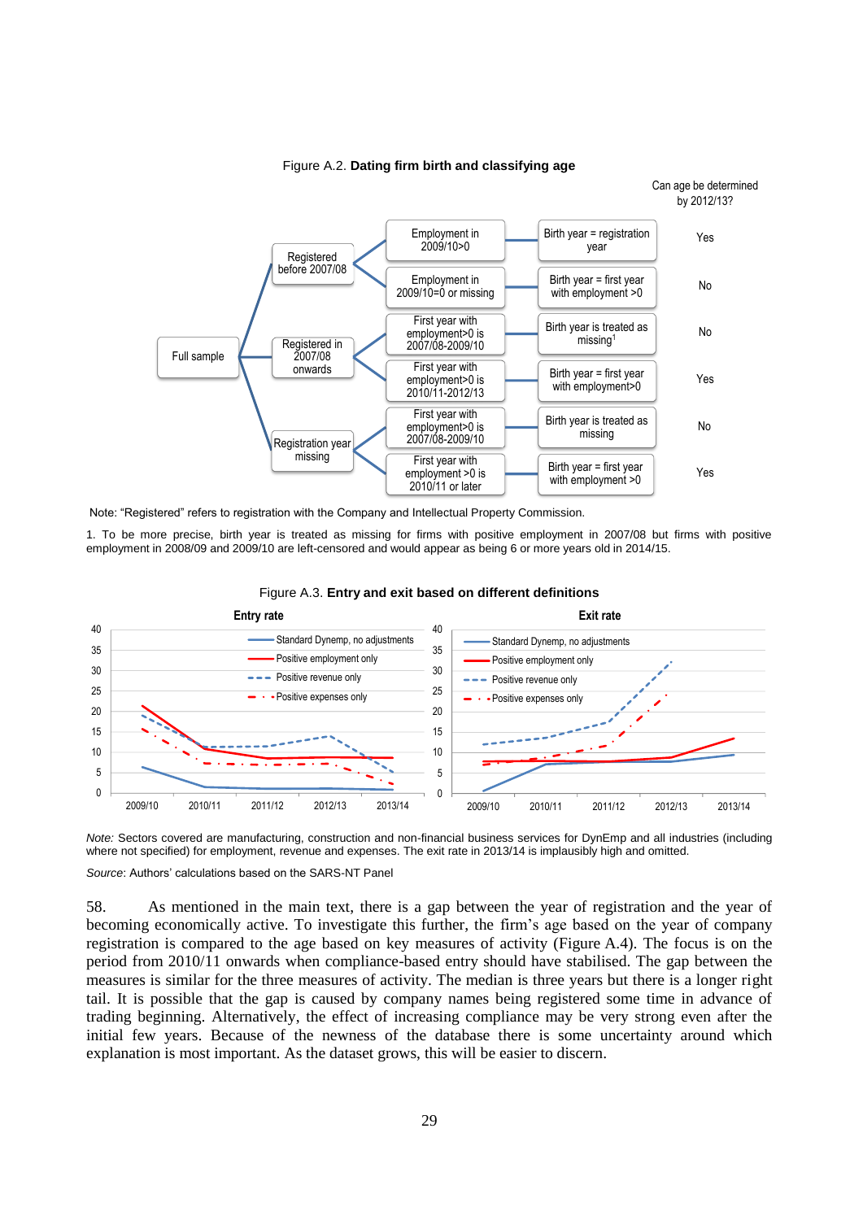Figure A.2. **Dating firm birth and classifying age**

| Full sample | Registration | Activity | Birth year | Can age be determined by 2012/13? |
|---|---|---|---|---|
| Full sample | Registered before 2007/08 | Employment in 2009/10>0 | Birth year = registration year | Yes |
| | | Employment in 2009/10=0 or missing | Birth year = first year with employment >0 | No |
| | Registered in 2007/08 onwards | First year with employment>0 is 2007/08-2009/10 | Birth year is treated as missing[1] | No |
| | | First year with employment>0 is 2010/11-2012/13 | Birth year = first year with employment>0 | Yes |
| | Registration year missing | First year with employment>0 is 2007/08-2009/10 | Birth year is treated as missing | No |
| | | First year with employment >0 is 2010/11 or later | Birth year = first year with employment >0 | Yes |

Note: "Registered" refers to registration with the Company and Intellectual Property Commission.

1. To be more precise, birth year is treated as missing for firms with positive employment in 2007/08 but firms with positive employment in 2008/09 and 2009/10 are left-censored and would appear as being 6 or more years old in 2014/15.

Figure A.3. **Entry and exit based on different definitions**

*Note:* Sectors covered are manufacturing, construction and non-financial business services for DynEmp and all industries (including where not specified) for employment, revenue and expenses. The exit rate in 2013/14 is implausibly high and omitted.

*Source*: Authors' calculations based on the SARS-NT Panel

58. As mentioned in the main text, there is a gap between the year of registration and the year of becoming economically active. To investigate this further, the firm's age based on the year of company registration is compared to the age based on key measures of activity (Figure A.4). The focus is on the period from 2010/11 onwards when compliance-based entry should have stabilised. The gap between the measures is similar for the three measures of activity. The median is three years but there is a longer right tail. It is possible that the gap is caused by company names being registered some time in advance of trading beginning. Alternatively, the effect of increasing compliance may be very strong even after the initial few years. Because of the newness of the database there is some uncertainty around which explanation is most important. As the dataset grows, this will be easier to discern.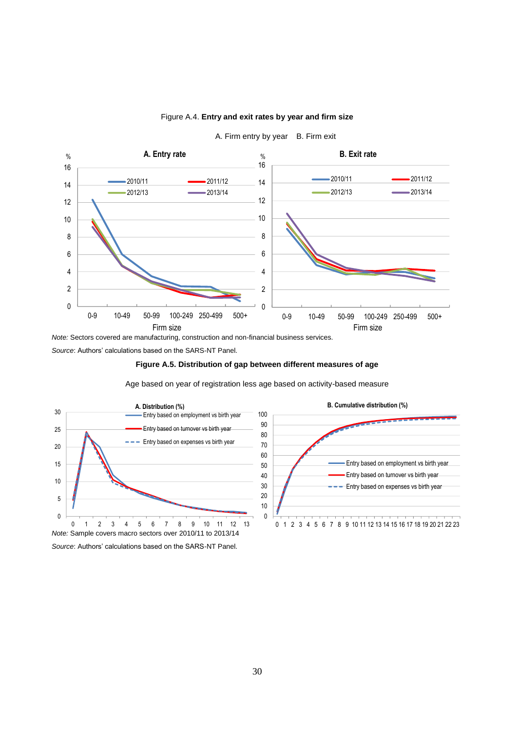Figure A.4. **Entry and exit rates by year and firm size**

A. Firm entry by year B. Firm exit

*Note:* Sectors covered are manufacturing, construction and non-financial business services.

*Source*: Authors' calculations based on the SARS-NT Panel.

**Figure A.5. Distribution of gap between different measures of age**

Age based on year of registration less age based on activity-based measure

*Note:* Sample covers macro sectors over 2010/11 to 2013/14

*Source*: Authors' calculations based on the SARS-NT Panel.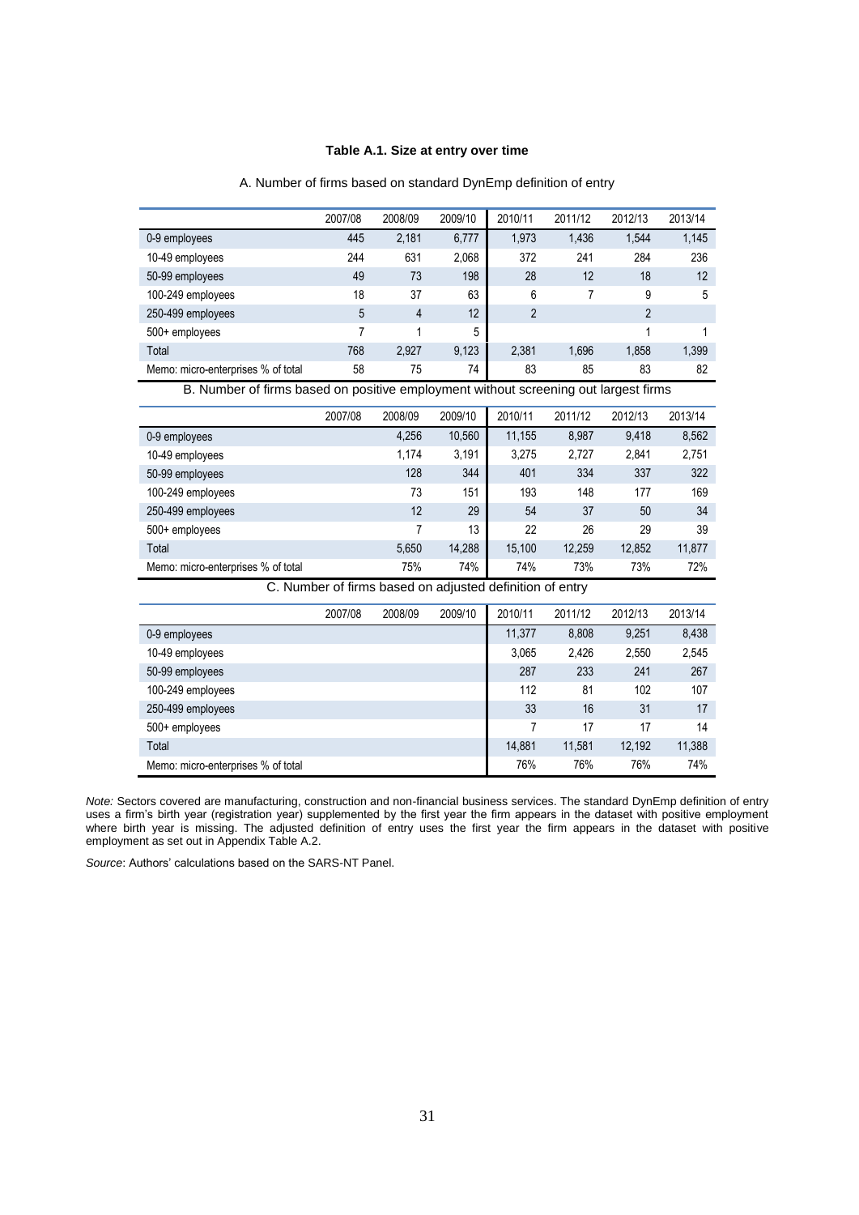**Table A.1. Size at entry over time**

A. Number of firms based on standard DynEmp definition of entry

| | 2007/08 | 2008/09 | 2009/10 | 2010/11 | 2011/12 | 2012/13 | 2013/14 |
|---|---|---|---|---|---|---|---|
| 0-9 employees | 445 | 2,181 | 6,777 | 1,973 | 1,436 | 1,544 | 1,145 |
| 10-49 employees | 244 | 631 | 2,068 | 372 | 241 | 284 | 236 |
| 50-99 employees | 49 | 73 | 198 | 28 | 12 | 18 | 12 |
| 100-249 employees | 18 | 37 | 63 | 6 | 7 | 9 | 5 |
| 250-499 employees | 5 | 4 | 12 | 2 | | 2 | |
| 500+ employees | 7 | 1 | 5 | | | 1 | 1 |
| Total | 768 | 2,927 | 9,123 | 2,381 | 1,696 | 1,858 | 1,399 |
| Memo: micro-enterprises % of total | 58 | 75 | 74 | 83 | 85 | 83 | 82 |

B. Number of firms based on positive employment without screening out largest firms

| | 2007/08 | 2008/09 | 2009/10 | 2010/11 | 2011/12 | 2012/13 | 2013/14 |
|---|---|---|---|---|---|---|---|
| 0-9 employees | | 4,256 | 10,560 | 11,155 | 8,987 | 9,418 | 8,562 |
| 10-49 employees | | 1,174 | 3,191 | 3,275 | 2,727 | 2,841 | 2,751 |
| 50-99 employees | | 128 | 344 | 401 | 334 | 337 | 322 |
| 100-249 employees | | 73 | 151 | 193 | 148 | 177 | 169 |
| 250-499 employees | | 12 | 29 | 54 | 37 | 50 | 34 |
| 500+ employees | | 7 | 13 | 22 | 26 | 29 | 39 |
| Total | | 5,650 | 14,288 | 15,100 | 12,259 | 12,852 | 11,877 |
| Memo: micro-enterprises % of total | | 75% | 74% | 74% | 73% | 73% | 72% |

C. Number of firms based on adjusted definition of entry

| | 2007/08 | 2008/09 | 2009/10 | 2010/11 | 2011/12 | 2012/13 | 2013/14 |
|---|---|---|---|---|---|---|---|
| 0-9 employees | | | | 11,377 | 8,808 | 9,251 | 8,438 |
| 10-49 employees | | | | 3,065 | 2,426 | 2,550 | 2,545 |
| 50-99 employees | | | | 287 | 233 | 241 | 267 |
| 100-249 employees | | | | 112 | 81 | 102 | 107 |
| 250-499 employees | | | | 33 | 16 | 31 | 17 |
| 500+ employees | | | | 7 | 17 | 17 | 14 |
| Total | | | | 14,881 | 11,581 | 12,192 | 11,388 |
| Memo: micro-enterprises % of total | | | | 76% | 76% | 76% | 74% |

*Note:* Sectors covered are manufacturing, construction and non-financial business services. The standard DynEmp definition of entry uses a firm's birth year (registration year) supplemented by the first year the firm appears in the dataset with positive employment where birth year is missing. The adjusted definition of entry uses the first year the firm appears in the dataset with positive employment as set out in Appendix Table A.2.

*Source*: Authors' calculations based on the SARS-NT Panel.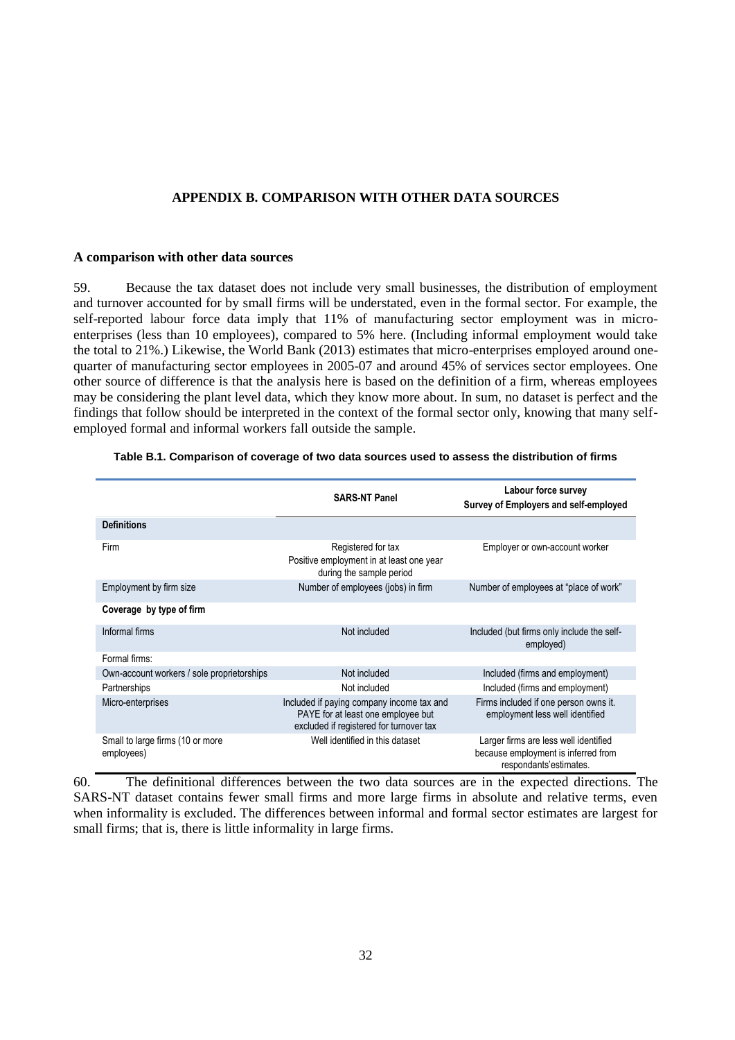## APPENDIX B. COMPARISON WITH OTHER DATA SOURCES

### A comparison with other data sources

59. Because the tax dataset does not include very small businesses, the distribution of employment and turnover accounted for by small firms will be understated, even in the formal sector. For example, the self-reported labour force data imply that 11% of manufacturing sector employment was in micro-enterprises (less than 10 employees), compared to 5% here. (Including informal employment would take the total to 21%.) Likewise, the World Bank (2013) estimates that micro-enterprises employed around one-quarter of manufacturing sector employees in 2005-07 and around 45% of services sector employees. One other source of difference is that the analysis here is based on the definition of a firm, whereas employees may be considering the plant level data, which they know more about. In sum, no dataset is perfect and the findings that follow should be interpreted in the context of the formal sector only, knowing that many self-employed formal and informal workers fall outside the sample.

**Table B.1. Comparison of coverage of two data sources used to assess the distribution of firms**

| | SARS-NT Panel | Labour force survey<br>Survey of Employers and self-employed |
|---|---|---|
| **Definitions** | | |
| Firm | Registered for tax<br>Positive employment in at least one year during the sample period | Employer or own-account worker |
| Employment by firm size | Number of employees (jobs) in firm | Number of employees at "place of work" |
| **Coverage by type of firm** | | |
| Informal firms | Not included | Included (but firms only include the self-employed) |
| Formal firms: | | |
| Own-account workers / sole proprietorships | Not included | Included (firms and employment) |
| Partnerships | Not included | Included (firms and employment) |
| Micro-enterprises | Included if paying company income tax and PAYE for at least one employee but excluded if registered for turnover tax | Firms included if one person owns it. employment less well identified |
| Small to large firms (10 or more employees) | Well identified in this dataset | Larger firms are less well identified because employment is inferred from respondants'estimates. |

60. The definitional differences between the two data sources are in the expected directions. The SARS-NT dataset contains fewer small firms and more large firms in absolute and relative terms, even when informality is excluded. The differences between informal and formal sector estimates are largest for small firms; that is, there is little informality in large firms.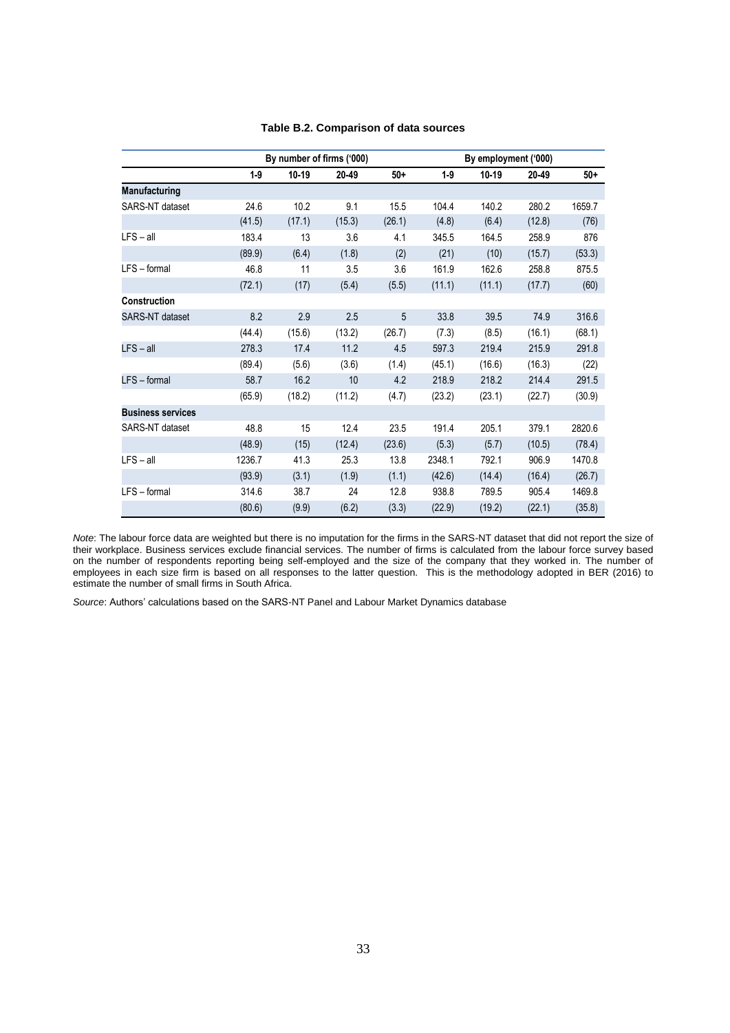**Table B.2. Comparison of data sources**

| | By number of firms ('000) | | | | By employment ('000) | | | |
|---|---|---|---|---|---|---|---|---|
| | 1-9 | 10-19 | 20-49 | 50+ | 1-9 | 10-19 | 20-49 | 50+ |
| **Manufacturing** | | | | | | | | |
| SARS-NT dataset | 24.6 | 10.2 | 9.1 | 15.5 | 104.4 | 140.2 | 280.2 | 1659.7 |
| | (41.5) | (17.1) | (15.3) | (26.1) | (4.8) | (6.4) | (12.8) | (76) |
| LFS – all | 183.4 | 13 | 3.6 | 4.1 | 345.5 | 164.5 | 258.9 | 876 |
| | (89.9) | (6.4) | (1.8) | (2) | (21) | (10) | (15.7) | (53.3) |
| LFS – formal | 46.8 | 11 | 3.5 | 3.6 | 161.9 | 162.6 | 258.8 | 875.5 |
| | (72.1) | (17) | (5.4) | (5.5) | (11.1) | (11.1) | (17.7) | (60) |
| **Construction** | | | | | | | | |
| SARS-NT dataset | 8.2 | 2.9 | 2.5 | 5 | 33.8 | 39.5 | 74.9 | 316.6 |
| | (44.4) | (15.6) | (13.2) | (26.7) | (7.3) | (8.5) | (16.1) | (68.1) |
| LFS – all | 278.3 | 17.4 | 11.2 | 4.5 | 597.3 | 219.4 | 215.9 | 291.8 |
| | (89.4) | (5.6) | (3.6) | (1.4) | (45.1) | (16.6) | (16.3) | (22) |
| LFS – formal | 58.7 | 16.2 | 10 | 4.2 | 218.9 | 218.2 | 214.4 | 291.5 |
| | (65.9) | (18.2) | (11.2) | (4.7) | (23.2) | (23.1) | (22.7) | (30.9) |
| **Business services** | | | | | | | | |
| SARS-NT dataset | 48.8 | 15 | 12.4 | 23.5 | 191.4 | 205.1 | 379.1 | 2820.6 |
| | (48.9) | (15) | (12.4) | (23.6) | (5.3) | (5.7) | (10.5) | (78.4) |
| LFS – all | 1236.7 | 41.3 | 25.3 | 13.8 | 2348.1 | 792.1 | 906.9 | 1470.8 |
| | (93.9) | (3.1) | (1.9) | (1.1) | (42.6) | (14.4) | (16.4) | (26.7) |
| LFS – formal | 314.6 | 38.7 | 24 | 12.8 | 938.8 | 789.5 | 905.4 | 1469.8 |
| | (80.6) | (9.9) | (6.2) | (3.3) | (22.9) | (19.2) | (22.1) | (35.8) |

*Note*: The labour force data are weighted but there is no imputation for the firms in the SARS-NT dataset that did not report the size of their workplace. Business services exclude financial services. The number of firms is calculated from the labour force survey based on the number of respondents reporting being self-employed and the size of the company that they worked in. The number of employees in each size firm is based on all responses to the latter question. This is the methodology adopted in BER (2016) to estimate the number of small firms in South Africa.

*Source*: Authors' calculations based on the SARS-NT Panel and Labour Market Dynamics database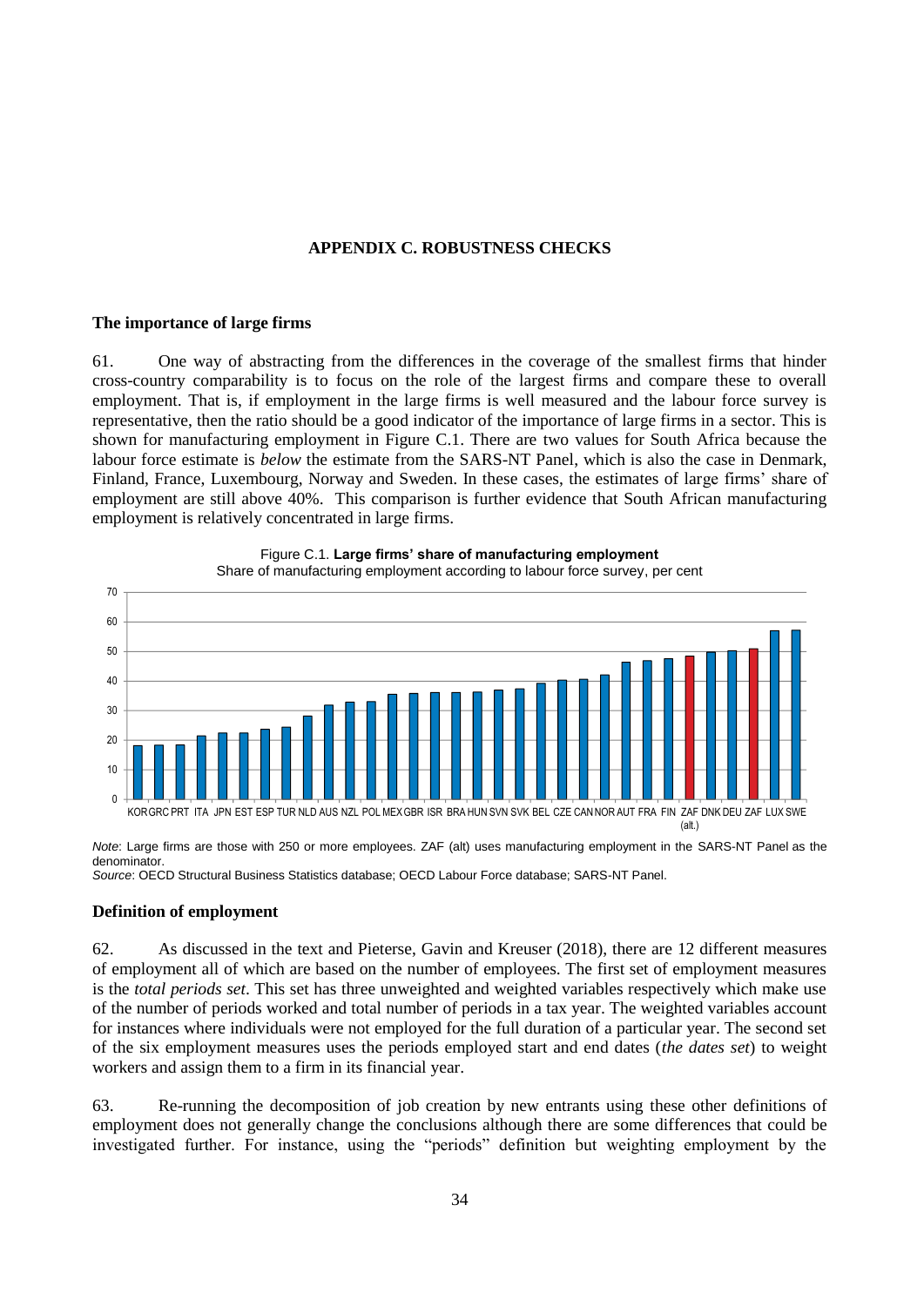# APPENDIX C. ROBUSTNESS CHECKS

## The importance of large firms

61. One way of abstracting from the differences in the coverage of the smallest firms that hinder cross-country comparability is to focus on the role of the largest firms and compare these to overall employment. That is, if employment in the large firms is well measured and the labour force survey is representative, then the ratio should be a good indicator of the importance of large firms in a sector. This is shown for manufacturing employment in Figure C.1. There are two values for South Africa because the labour force estimate is *below* the estimate from the SARS-NT Panel, which is also the case in Denmark, Finland, France, Luxembourg, Norway and Sweden. In these cases, the estimates of large firms' share of employment are still above 40%. This comparison is further evidence that South African manufacturing employment is relatively concentrated in large firms.

Figure C.1. **Large firms' share of manufacturing employment**

Share of manufacturing employment according to labour force survey, per cent

*Note*: Large firms are those with 250 or more employees. ZAF (alt) uses manufacturing employment in the SARS-NT Panel as the denominator.

*Source*: OECD Structural Business Statistics database; OECD Labour Force database; SARS-NT Panel.

## Definition of employment

62. As discussed in the text and Pieterse, Gavin and Kreuser (2018), there are 12 different measures of employment all of which are based on the number of employees. The first set of employment measures is the *total periods set*. This set has three unweighted and weighted variables respectively which make use of the number of periods worked and total number of periods in a tax year. The weighted variables account for instances where individuals were not employed for the full duration of a particular year. The second set of the six employment measures uses the periods employed start and end dates (*the dates set*) to weight workers and assign them to a firm in its financial year.

63. Re-running the decomposition of job creation by new entrants using these other definitions of employment does not generally change the conclusions although there are some differences that could be investigated further. For instance, using the "periods" definition but weighting employment by the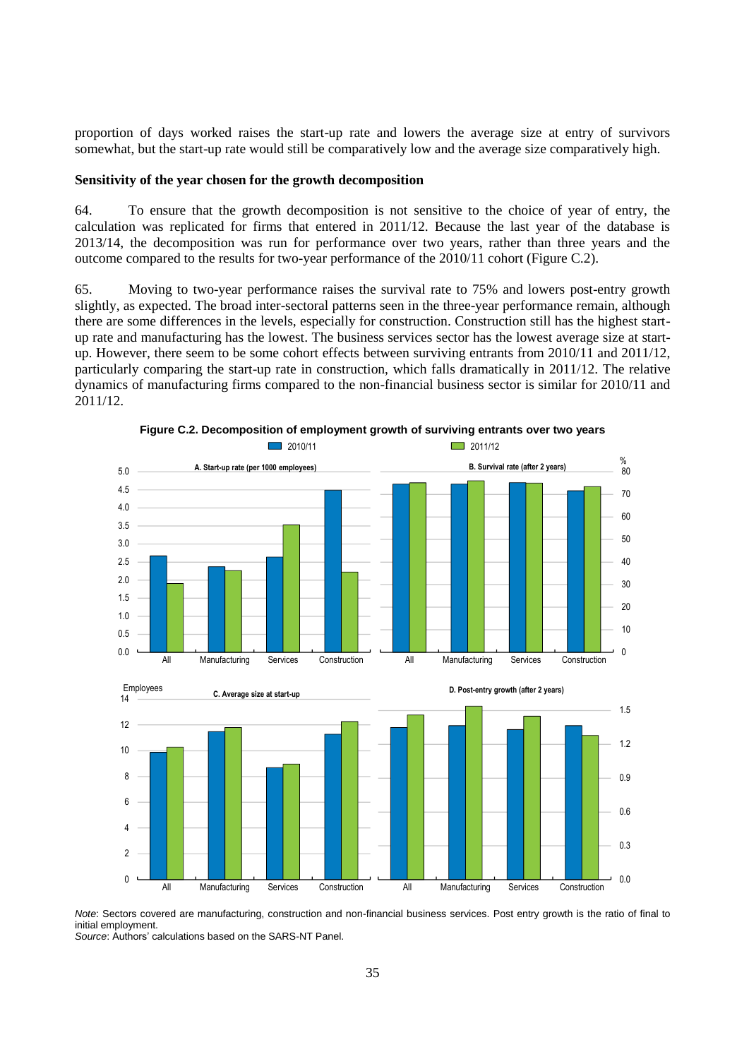proportion of days worked raises the start-up rate and lowers the average size at entry of survivors somewhat, but the start-up rate would still be comparatively low and the average size comparatively high.

**Sensitivity of the year chosen for the growth decomposition**

64. To ensure that the growth decomposition is not sensitive to the choice of year of entry, the calculation was replicated for firms that entered in 2011/12. Because the last year of the database is 2013/14, the decomposition was run for performance over two years, rather than three years and the outcome compared to the results for two-year performance of the 2010/11 cohort (Figure C.2).

65. Moving to two-year performance raises the survival rate to 75% and lowers post-entry growth slightly, as expected. The broad inter-sectoral patterns seen in the three-year performance remain, although there are some differences in the levels, especially for construction. Construction still has the highest start-up rate and manufacturing has the lowest. The business services sector has the lowest average size at start-up. However, there seem to be some cohort effects between surviving entrants from 2010/11 and 2011/12, particularly comparing the start-up rate in construction, which falls dramatically in 2011/12. The relative dynamics of manufacturing firms compared to the non-financial business sector is similar for 2010/11 and 2011/12.

**Figure C.2. Decomposition of employment growth of surviving entrants over two years**

*Note*: Sectors covered are manufacturing, construction and non-financial business services. Post entry growth is the ratio of final to initial employment.
*Source*: Authors' calculations based on the SARS-NT Panel.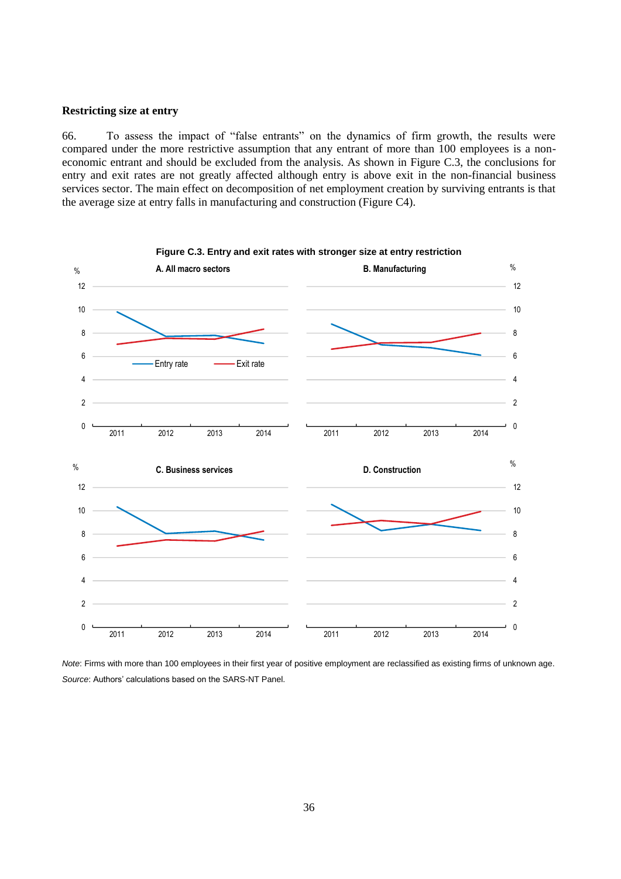### Restricting size at entry

66. To assess the impact of "false entrants" on the dynamics of firm growth, the results were compared under the more restrictive assumption that any entrant of more than 100 employees is a non-economic entrant and should be excluded from the analysis. As shown in Figure C.3, the conclusions for entry and exit rates are not greatly affected although entry is above exit in the non-financial business services sector. The main effect on decomposition of net employment creation by surviving entrants is that the average size at entry falls in manufacturing and construction (Figure C4).

**Figure C.3. Entry and exit rates with stronger size at entry restriction**

*Note*: Firms with more than 100 employees in their first year of positive employment are reclassified as existing firms of unknown age.

*Source*: Authors' calculations based on the SARS-NT Panel.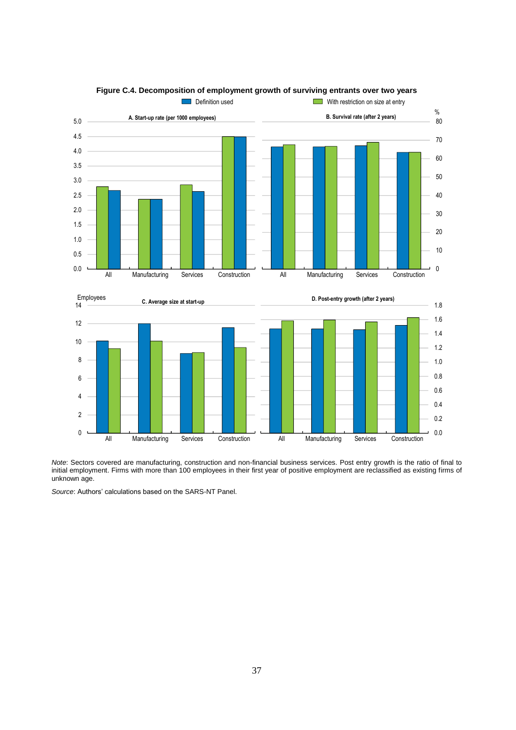**Figure C.4. Decomposition of employment growth of surviving entrants over two years**

*Note*: Sectors covered are manufacturing, construction and non-financial business services. Post entry growth is the ratio of final to initial employment. Firms with more than 100 employees in their first year of positive employment are reclassified as existing firms of unknown age.

*Source*: Authors' calculations based on the SARS-NT Panel.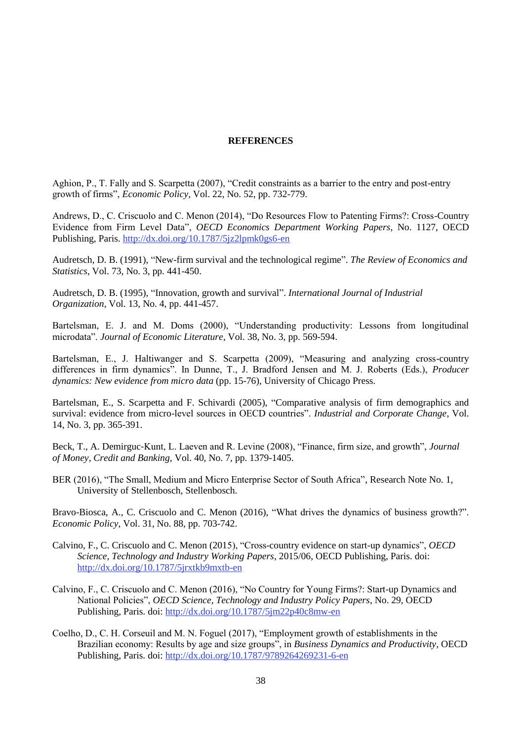**REFERENCES**

Aghion, P., T. Fally and S. Scarpetta (2007), "Credit constraints as a barrier to the entry and post-entry growth of firms", *Economic Policy*, Vol. 22, No. 52, pp. 732-779.

Andrews, D., C. Criscuolo and C. Menon (2014), "Do Resources Flow to Patenting Firms?: Cross-Country Evidence from Firm Level Data", *OECD Economics Department Working Papers*, No. 1127, OECD Publishing, Paris. http://dx.doi.org/10.1787/5jz2lpmk0gs6-en

Audretsch, D. B. (1991), "New-firm survival and the technological regime". *The Review of Economics and Statistics*, Vol. 73, No. 3, pp. 441-450.

Audretsch, D. B. (1995), "Innovation, growth and survival". *International Journal of Industrial Organization*, Vol. 13, No. 4, pp. 441-457.

Bartelsman, E. J. and M. Doms (2000), "Understanding productivity: Lessons from longitudinal microdata". *Journal of Economic Literature*, Vol. 38, No. 3, pp. 569-594.

Bartelsman, E., J. Haltiwanger and S. Scarpetta (2009), "Measuring and analyzing cross-country differences in firm dynamics". In Dunne, T., J. Bradford Jensen and M. J. Roberts (Eds.), *Producer dynamics: New evidence from micro data* (pp. 15-76), University of Chicago Press.

Bartelsman, E., S. Scarpetta and F. Schivardi (2005), "Comparative analysis of firm demographics and survival: evidence from micro-level sources in OECD countries". *Industrial and Corporate Change*, Vol. 14, No. 3, pp. 365-391.

Beck, T., A. Demirguc-Kunt, L. Laeven and R. Levine (2008), "Finance, firm size, and growth", *Journal of Money, Credit and Banking*, Vol. 40, No. 7, pp. 1379-1405.

BER (2016), "The Small, Medium and Micro Enterprise Sector of South Africa", Research Note No. 1, University of Stellenbosch, Stellenbosch.

Bravo-Biosca, A., C. Criscuolo and C. Menon (2016), "What drives the dynamics of business growth?". *Economic Policy*, Vol. 31, No. 88, pp. 703-742.

Calvino, F., C. Criscuolo and C. Menon (2015), "Cross-country evidence on start-up dynamics", *OECD Science, Technology and Industry Working Papers*, 2015/06, OECD Publishing, Paris. doi: http://dx.doi.org/10.1787/5jrxtkb9mxtb-en

Calvino, F., C. Criscuolo and C. Menon (2016), "No Country for Young Firms?: Start-up Dynamics and National Policies", *OECD Science, Technology and Industry Policy Papers*, No. 29, OECD Publishing, Paris. doi: http://dx.doi.org/10.1787/5jm22p40c8mw-en

Coelho, D., C. H. Corseuil and M. N. Foguel (2017), "Employment growth of establishments in the Brazilian economy: Results by age and size groups", in *Business Dynamics and Productivity*, OECD Publishing, Paris. doi: http://dx.doi.org/10.1787/9789264269231-6-en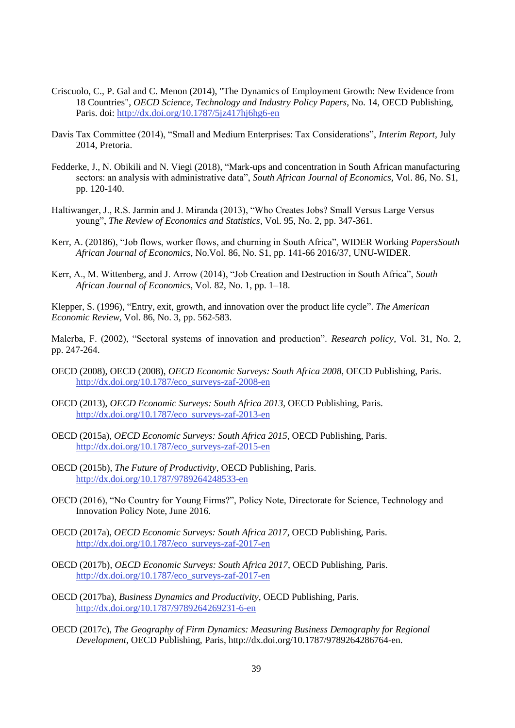Criscuolo, C., P. Gal and C. Menon (2014), "The Dynamics of Employment Growth: New Evidence from 18 Countries", *OECD Science, Technology and Industry Policy Papers*, No. 14, OECD Publishing, Paris. doi: http://dx.doi.org/10.1787/5jz417hj6hg6-en

Davis Tax Committee (2014), "Small and Medium Enterprises: Tax Considerations", *Interim Report*, July 2014, Pretoria.

Fedderke, J., N. Obikili and N. Viegi (2018), "Mark-ups and concentration in South African manufacturing sectors: an analysis with administrative data", *South African Journal of Economics*, Vol. 86, No. S1, pp. 120-140.

Haltiwanger, J., R.S. Jarmin and J. Miranda (2013), "Who Creates Jobs? Small Versus Large Versus young", *The Review of Economics and Statistics*, Vol. 95, No. 2, pp. 347-361.

Kerr, A. (20186), "Job flows, worker flows, and churning in South Africa", WIDER Working *PapersSouth African Journal of Economics*, No.Vol. 86, No. S1, pp. 141-66 2016/37, UNU-WIDER.

Kerr, A., M. Wittenberg, and J. Arrow (2014), "Job Creation and Destruction in South Africa", *South African Journal of Economics*, Vol. 82, No. 1, pp. 1–18.

Klepper, S. (1996), "Entry, exit, growth, and innovation over the product life cycle". *The American Economic Review*, Vol. 86, No. 3, pp. 562-583.

Malerba, F. (2002), "Sectoral systems of innovation and production". *Research policy*, Vol. 31, No. 2, pp. 247-264.

OECD (2008), OECD (2008), *OECD Economic Surveys: South Africa 2008*, OECD Publishing, Paris. http://dx.doi.org/10.1787/eco_surveys-zaf-2008-en

OECD (2013), *OECD Economic Surveys: South Africa 2013*, OECD Publishing, Paris. http://dx.doi.org/10.1787/eco_surveys-zaf-2013-en

OECD (2015a), *OECD Economic Surveys: South Africa 2015*, OECD Publishing, Paris. http://dx.doi.org/10.1787/eco_surveys-zaf-2015-en

OECD (2015b), *The Future of Productivity*, OECD Publishing, Paris. http://dx.doi.org/10.1787/9789264248533-en

OECD (2016), "No Country for Young Firms?", Policy Note, Directorate for Science, Technology and Innovation Policy Note, June 2016.

OECD (2017a), *OECD Economic Surveys: South Africa 2017*, OECD Publishing, Paris. http://dx.doi.org/10.1787/eco_surveys-zaf-2017-en

OECD (2017b), *OECD Economic Surveys: South Africa 2017*, OECD Publishing, Paris. http://dx.doi.org/10.1787/eco_surveys-zaf-2017-en

OECD (2017ba), *Business Dynamics and Productivity*, OECD Publishing, Paris. http://dx.doi.org/10.1787/9789264269231-6-en

OECD (2017c), *The Geography of Firm Dynamics: Measuring Business Demography for Regional Development*, OECD Publishing, Paris, http://dx.doi.org/10.1787/9789264286764-en.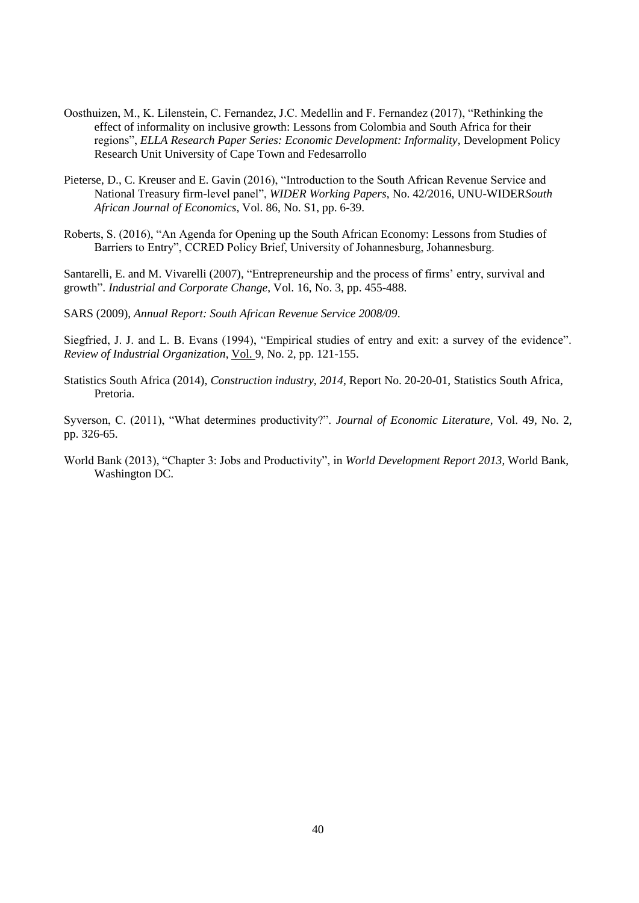Oosthuizen, M., K. Lilenstein, C. Fernandez, J.C. Medellin and F. Fernandez (2017), "Rethinking the effect of informality on inclusive growth: Lessons from Colombia and South Africa for their regions", *ELLA Research Paper Series: Economic Development: Informality*, Development Policy Research Unit University of Cape Town and Fedesarrollo

Pieterse, D., C. Kreuser and E. Gavin (2016), "Introduction to the South African Revenue Service and National Treasury firm-level panel", *WIDER Working Papers*, No. 42/2016, UNU-WIDER*South African Journal of Economics*, Vol. 86, No. S1, pp. 6-39.

Roberts, S. (2016), "An Agenda for Opening up the South African Economy: Lessons from Studies of Barriers to Entry", CCRED Policy Brief, University of Johannesburg, Johannesburg.

Santarelli, E. and M. Vivarelli (2007), "Entrepreneurship and the process of firms' entry, survival and growth". *Industrial and Corporate Change*, Vol. 16, No. 3, pp. 455-488.

SARS (2009), *Annual Report: South African Revenue Service 2008/09*.

Siegfried, J. J. and L. B. Evans (1994), "Empirical studies of entry and exit: a survey of the evidence". *Review of Industrial Organization*, Vol. 9, No. 2, pp. 121-155.

Statistics South Africa (2014), *Construction industry, 2014*, Report No. 20-20-01, Statistics South Africa, Pretoria.

Syverson, C. (2011), "What determines productivity?". *Journal of Economic Literature*, Vol. 49, No. 2, pp. 326-65.

World Bank (2013), "Chapter 3: Jobs and Productivity", in *World Development Report 2013*, World Bank, Washington DC.